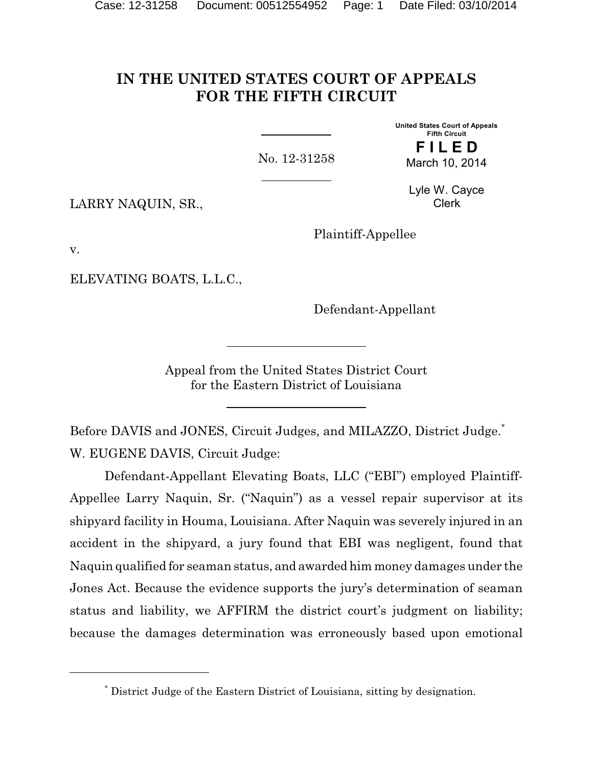# IN THE UNITED STATES COURT OF APPEALS FOR THE FIFTH CIRCUIT

United States Court of Appeals
Fifth Circuit

**FILED**
March 10, 2014

Lyle W. Cayce
Clerk

No. 12-31258

LARRY NAQUIN, SR.,

Plaintiff-Appellee

v.

ELEVATING BOATS, L.L.C.,

Defendant-Appellant

Appeal from the United States District Court
for the Eastern District of Louisiana

Before DAVIS and JONES, Circuit Judges, and MILAZZO, District Judge.[*]

W. EUGENE DAVIS, Circuit Judge:

Defendant-Appellant Elevating Boats, LLC ("EBI") employed Plaintiff-Appellee Larry Naquin, Sr. ("Naquin") as a vessel repair supervisor at its shipyard facility in Houma, Louisiana. After Naquin was severely injured in an accident in the shipyard, a jury found that EBI was negligent, found that Naquin qualified for seaman status, and awarded him money damages under the Jones Act. Because the evidence supports the jury's determination of seaman status and liability, we AFFIRM the district court's judgment on liability; because the damages determination was erroneously based upon emotional

[*] District Judge of the Eastern District of Louisiana, sitting by designation.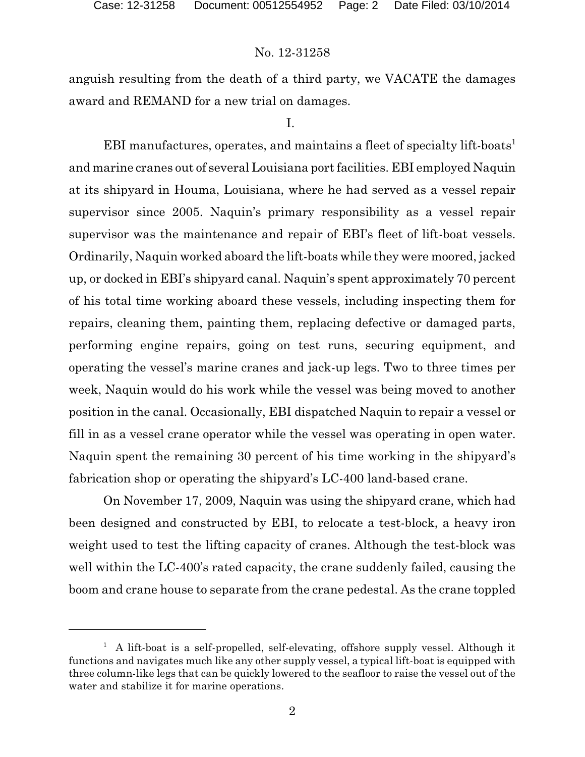anguish resulting from the death of a third party, we VACATE the damages award and REMAND for a new trial on damages.

I.

EBI manufactures, operates, and maintains a fleet of specialty lift-boats[1] and marine cranes out of several Louisiana port facilities. EBI employed Naquin at its shipyard in Houma, Louisiana, where he had served as a vessel repair supervisor since 2005. Naquin's primary responsibility as a vessel repair supervisor was the maintenance and repair of EBI's fleet of lift-boat vessels. Ordinarily, Naquin worked aboard the lift-boats while they were moored, jacked up, or docked in EBI's shipyard canal. Naquin's spent approximately 70 percent of his total time working aboard these vessels, including inspecting them for repairs, cleaning them, painting them, replacing defective or damaged parts, performing engine repairs, going on test runs, securing equipment, and operating the vessel's marine cranes and jack-up legs. Two to three times per week, Naquin would do his work while the vessel was being moved to another position in the canal. Occasionally, EBI dispatched Naquin to repair a vessel or fill in as a vessel crane operator while the vessel was operating in open water. Naquin spent the remaining 30 percent of his time working in the shipyard's fabrication shop or operating the shipyard's LC-400 land-based crane.

On November 17, 2009, Naquin was using the shipyard crane, which had been designed and constructed by EBI, to relocate a test-block, a heavy iron weight used to test the lifting capacity of cranes. Although the test-block was well within the LC-400's rated capacity, the crane suddenly failed, causing the boom and crane house to separate from the crane pedestal. As the crane toppled

[1] A lift-boat is a self-propelled, self-elevating, offshore supply vessel. Although it functions and navigates much like any other supply vessel, a typical lift-boat is equipped with three column-like legs that can be quickly lowered to the seafloor to raise the vessel out of the water and stabilize it for marine operations.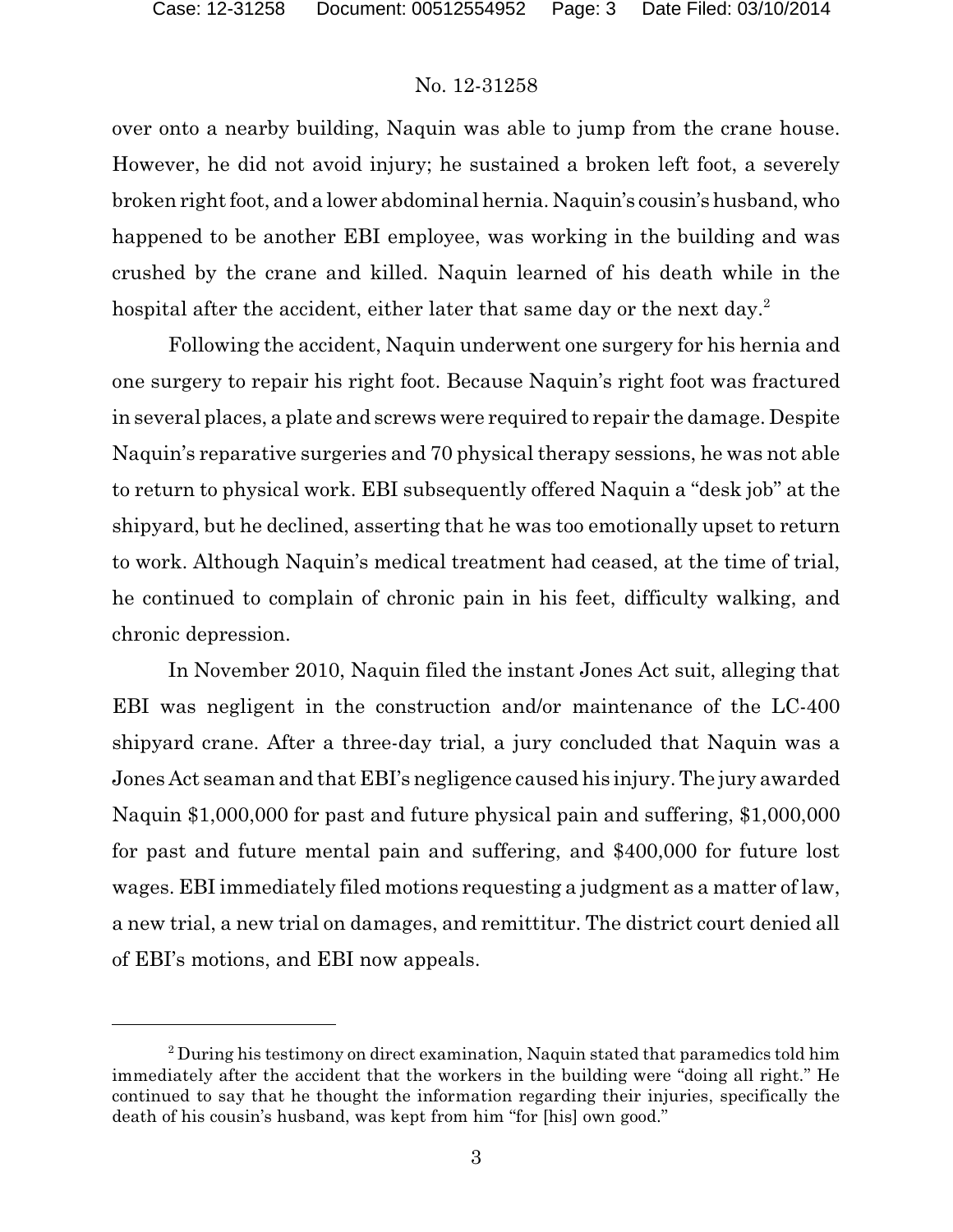over onto a nearby building, Naquin was able to jump from the crane house. However, he did not avoid injury; he sustained a broken left foot, a severely broken right foot, and a lower abdominal hernia. Naquin's cousin's husband, who happened to be another EBI employee, was working in the building and was crushed by the crane and killed. Naquin learned of his death while in the hospital after the accident, either later that same day or the next day.[2]

Following the accident, Naquin underwent one surgery for his hernia and one surgery to repair his right foot. Because Naquin's right foot was fractured in several places, a plate and screws were required to repair the damage. Despite Naquin's reparative surgeries and 70 physical therapy sessions, he was not able to return to physical work. EBI subsequently offered Naquin a "desk job" at the shipyard, but he declined, asserting that he was too emotionally upset to return to work. Although Naquin's medical treatment had ceased, at the time of trial, he continued to complain of chronic pain in his feet, difficulty walking, and chronic depression.

In November 2010, Naquin filed the instant Jones Act suit, alleging that EBI was negligent in the construction and/or maintenance of the LC-400 shipyard crane. After a three-day trial, a jury concluded that Naquin was a Jones Act seaman and that EBI's negligence caused his injury. The jury awarded Naquin $1,000,000 for past and future physical pain and suffering, $1,000,000 for past and future mental pain and suffering, and $400,000 for future lost wages. EBI immediately filed motions requesting a judgment as a matter of law, a new trial, a new trial on damages, and remittitur. The district court denied all of EBI's motions, and EBI now appeals.

---

[2] During his testimony on direct examination, Naquin stated that paramedics told him immediately after the accident that the workers in the building were "doing all right." He continued to say that he thought the information regarding their injuries, specifically the death of his cousin's husband, was kept from him "for [his] own good."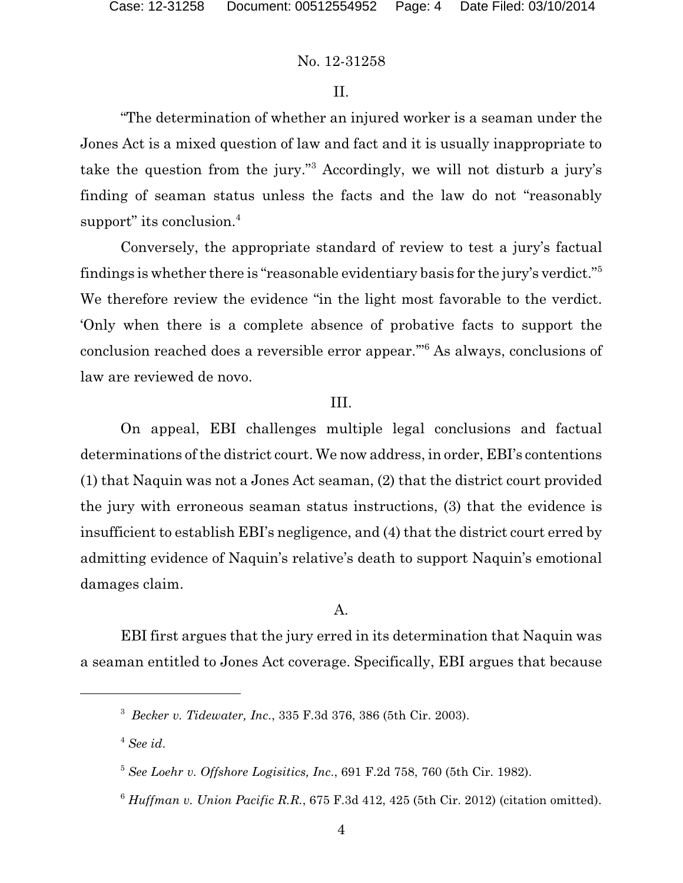## II.

"The determination of whether an injured worker is a seaman under the Jones Act is a mixed question of law and fact and it is usually inappropriate to take the question from the jury."[3] Accordingly, we will not disturb a jury's finding of seaman status unless the facts and the law do not "reasonably support" its conclusion.[4]

Conversely, the appropriate standard of review to test a jury's factual findings is whether there is "reasonable evidentiary basis for the jury's verdict."[5] We therefore review the evidence "in the light most favorable to the verdict. 'Only when there is a complete absence of probative facts to support the conclusion reached does a reversible error appear.'"[6] As always, conclusions of law are reviewed de novo.

## III.

On appeal, EBI challenges multiple legal conclusions and factual determinations of the district court. We now address, in order, EBI's contentions (1) that Naquin was not a Jones Act seaman, (2) that the district court provided the jury with erroneous seaman status instructions, (3) that the evidence is insufficient to establish EBI's negligence, and (4) that the district court erred by admitting evidence of Naquin's relative's death to support Naquin's emotional damages claim.

### A.

EBI first argues that the jury erred in its determination that Naquin was a seaman entitled to Jones Act coverage. Specifically, EBI argues that because

---

[3] *Becker v. Tidewater, Inc.*, 335 F.3d 376, 386 (5th Cir. 2003).

[4] *See id.*

[5] *See Loehr v. Offshore Logisitics, Inc.*, 691 F.2d 758, 760 (5th Cir. 1982).

[6] *Huffman v. Union Pacific R.R.*, 675 F.3d 412, 425 (5th Cir. 2012) (citation omitted).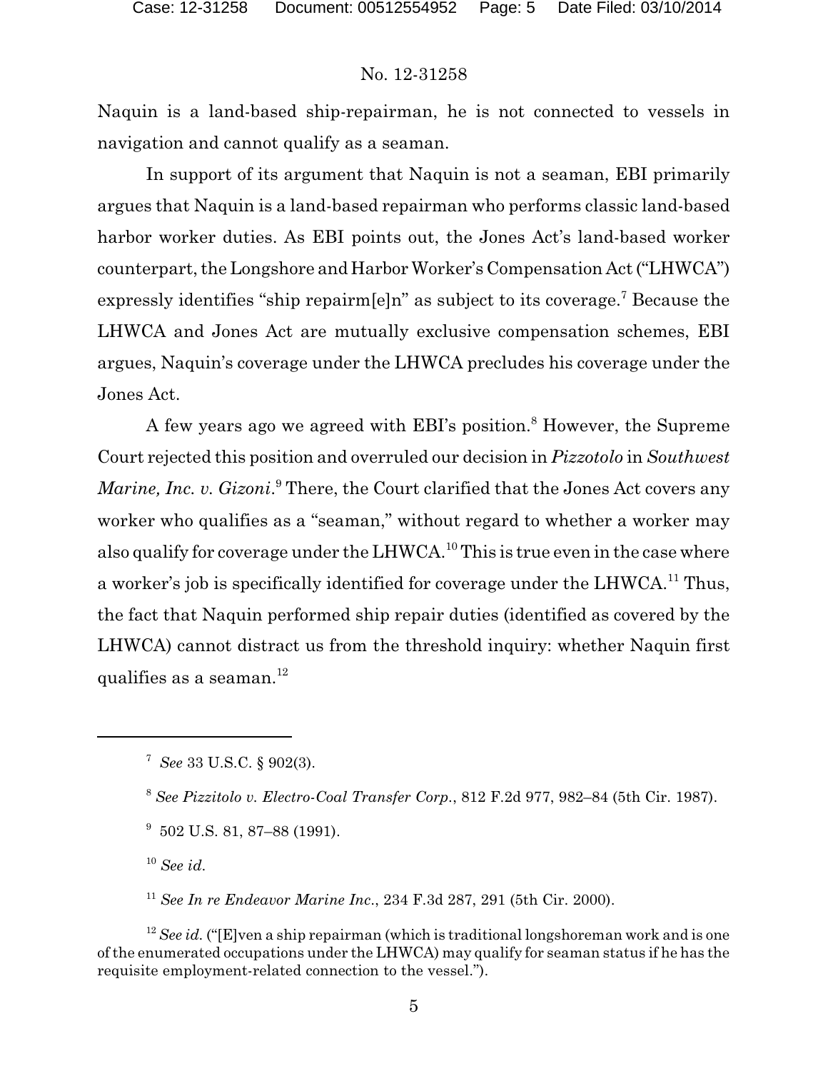Naquin is a land-based ship-repairman, he is not connected to vessels in navigation and cannot qualify as a seaman.

In support of its argument that Naquin is not a seaman, EBI primarily argues that Naquin is a land-based repairman who performs classic land-based harbor worker duties. As EBI points out, the Jones Act's land-based worker counterpart, the Longshore and Harbor Worker's Compensation Act ("LHWCA") expressly identifies "ship repairm[e]n" as subject to its coverage.[7] Because the LHWCA and Jones Act are mutually exclusive compensation schemes, EBI argues, Naquin's coverage under the LHWCA precludes his coverage under the Jones Act.

A few years ago we agreed with EBI's position.[8] However, the Supreme Court rejected this position and overruled our decision in *Pizzotolo* in *Southwest Marine, Inc. v. Gizoni*.[9] There, the Court clarified that the Jones Act covers any worker who qualifies as a "seaman," without regard to whether a worker may also qualify for coverage under the LHWCA.[10] This is true even in the case where a worker's job is specifically identified for coverage under the LHWCA.[11] Thus, the fact that Naquin performed ship repair duties (identified as covered by the LHWCA) cannot distract us from the threshold inquiry: whether Naquin first qualifies as a seaman.[12]

---

[7] *See* 33 U.S.C. § 902(3).

[8] *See Pizzitolo v. Electro-Coal Transfer Corp.*, 812 F.2d 977, 982–84 (5th Cir. 1987).

[9] 502 U.S. 81, 87–88 (1991).

[10] *See id.*

[11] *See In re Endeavor Marine Inc.*, 234 F.3d 287, 291 (5th Cir. 2000).

[12] *See id.* ("[E]ven a ship repairman (which is traditional longshoreman work and is one of the enumerated occupations under the LHWCA) may qualify for seaman status if he has the requisite employment-related connection to the vessel.").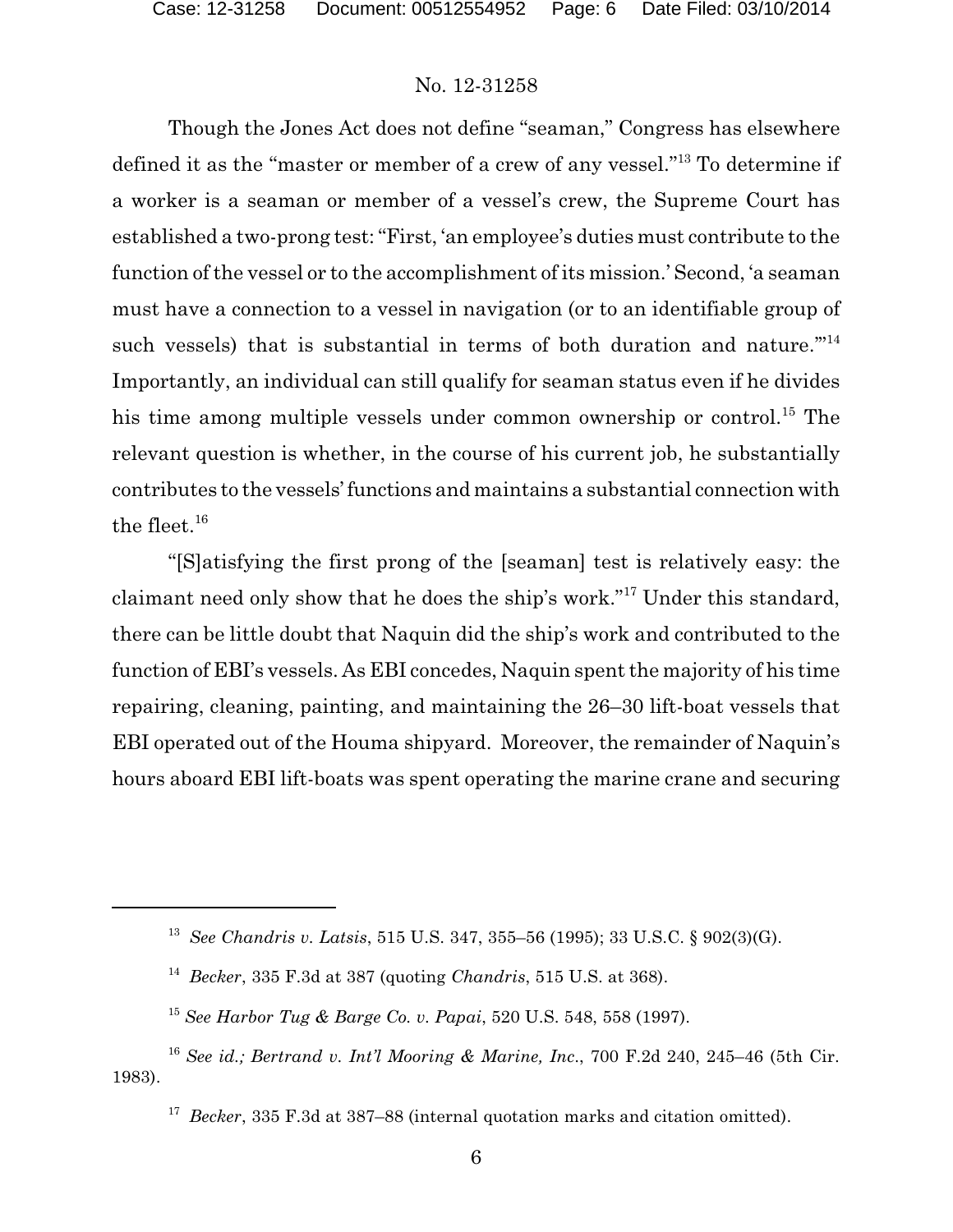Though the Jones Act does not define "seaman," Congress has elsewhere defined it as the "master or member of a crew of any vessel."[13] To determine if a worker is a seaman or member of a vessel's crew, the Supreme Court has established a two-prong test: "First, 'an employee's duties must contribute to the function of the vessel or to the accomplishment of its mission.' Second, 'a seaman must have a connection to a vessel in navigation (or to an identifiable group of such vessels) that is substantial in terms of both duration and nature.'"[14] Importantly, an individual can still qualify for seaman status even if he divides his time among multiple vessels under common ownership or control.[15] The relevant question is whether, in the course of his current job, he substantially contributes to the vessels' functions and maintains a substantial connection with the fleet.[16]

"[S]atisfying the first prong of the [seaman] test is relatively easy: the claimant need only show that he does the ship's work."[17] Under this standard, there can be little doubt that Naquin did the ship's work and contributed to the function of EBI's vessels. As EBI concedes, Naquin spent the majority of his time repairing, cleaning, painting, and maintaining the 26–30 lift-boat vessels that EBI operated out of the Houma shipyard. Moreover, the remainder of Naquin's hours aboard EBI lift-boats was spent operating the marine crane and securing

---

[13] *See Chandris v. Latsis*, 515 U.S. 347, 355–56 (1995); 33 U.S.C. § 902(3)(G).

[14] *Becker*, 335 F.3d at 387 (quoting *Chandris*, 515 U.S. at 368).

[15] *See Harbor Tug & Barge Co. v. Papai*, 520 U.S. 548, 558 (1997).

[16] *See id.; Bertrand v. Int'l Mooring & Marine, Inc.*, 700 F.2d 240, 245–46 (5th Cir. 1983).

[17] *Becker*, 335 F.3d at 387–88 (internal quotation marks and citation omitted).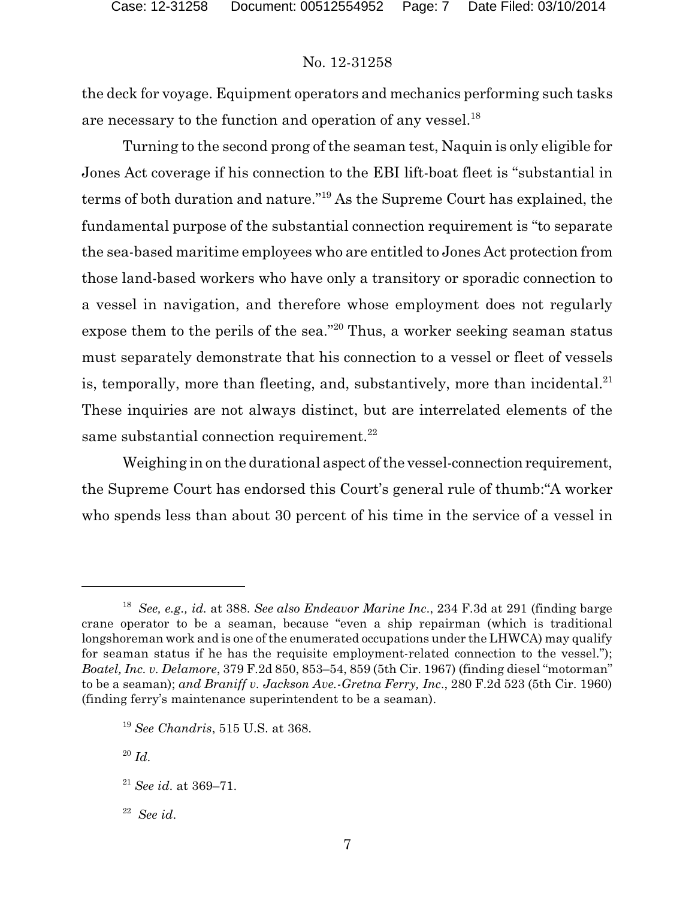the deck for voyage. Equipment operators and mechanics performing such tasks are necessary to the function and operation of any vessel.[18]

Turning to the second prong of the seaman test, Naquin is only eligible for Jones Act coverage if his connection to the EBI lift-boat fleet is "substantial in terms of both duration and nature."[19] As the Supreme Court has explained, the fundamental purpose of the substantial connection requirement is "to separate the sea-based maritime employees who are entitled to Jones Act protection from those land-based workers who have only a transitory or sporadic connection to a vessel in navigation, and therefore whose employment does not regularly expose them to the perils of the sea."[20] Thus, a worker seeking seaman status must separately demonstrate that his connection to a vessel or fleet of vessels is, temporally, more than fleeting, and, substantively, more than incidental.[21] These inquiries are not always distinct, but are interrelated elements of the same substantial connection requirement.[22]

Weighing in on the durational aspect of the vessel-connection requirement, the Supreme Court has endorsed this Court's general rule of thumb:"A worker who spends less than about 30 percent of his time in the service of a vessel in

---

[18] *See, e.g., id.* at 388. *See also Endeavor Marine Inc.*, 234 F.3d at 291 (finding barge crane operator to be a seaman, because "even a ship repairman (which is traditional longshoreman work and is one of the enumerated occupations under the LHWCA) may qualify for seaman status if he has the requisite employment-related connection to the vessel."); *Boatel, Inc. v. Delamore*, 379 F.2d 850, 853–54, 859 (5th Cir. 1967) (finding diesel "motorman" to be a seaman); *and Braniff v. Jackson Ave.-Gretna Ferry, Inc.*, 280 F.2d 523 (5th Cir. 1960) (finding ferry's maintenance superintendent to be a seaman).

[19] *See Chandris*, 515 U.S. at 368.

[20] *Id.*

[21] *See id.* at 369–71.

[22] *See id.*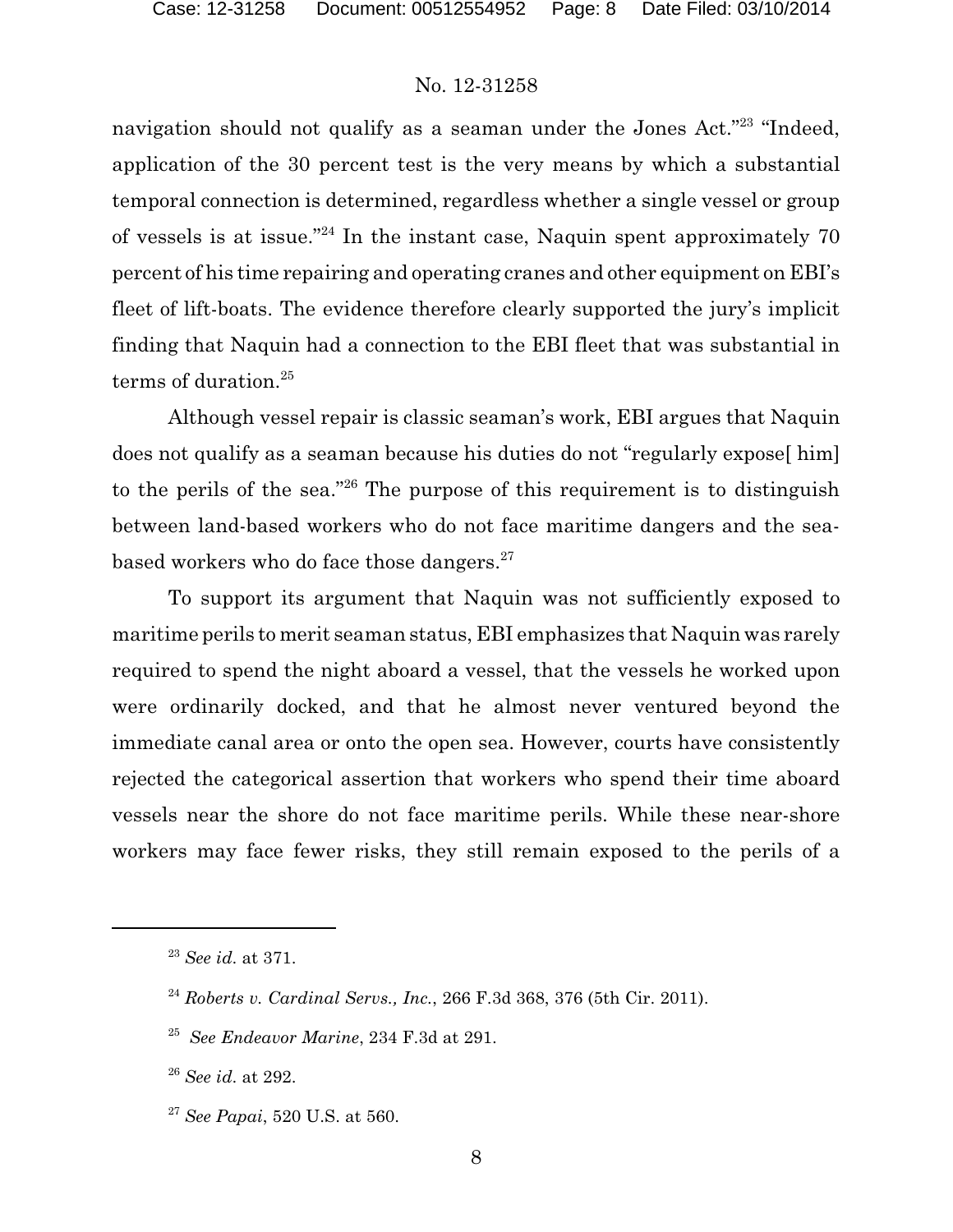navigation should not qualify as a seaman under the Jones Act."[23] "Indeed, application of the 30 percent test is the very means by which a substantial temporal connection is determined, regardless whether a single vessel or group of vessels is at issue."[24] In the instant case, Naquin spent approximately 70 percent of his time repairing and operating cranes and other equipment on EBI's fleet of lift-boats. The evidence therefore clearly supported the jury's implicit finding that Naquin had a connection to the EBI fleet that was substantial in terms of duration.[25]

Although vessel repair is classic seaman's work, EBI argues that Naquin does not qualify as a seaman because his duties do not "regularly expose[ him] to the perils of the sea."[26] The purpose of this requirement is to distinguish between land-based workers who do not face maritime dangers and the sea-based workers who do face those dangers.[27]

To support its argument that Naquin was not sufficiently exposed to maritime perils to merit seaman status, EBI emphasizes that Naquin was rarely required to spend the night aboard a vessel, that the vessels he worked upon were ordinarily docked, and that he almost never ventured beyond the immediate canal area or onto the open sea. However, courts have consistently rejected the categorical assertion that workers who spend their time aboard vessels near the shore do not face maritime perils. While these near-shore workers may face fewer risks, they still remain exposed to the perils of a

---

[23] *See id.* at 371.

[24] *Roberts v. Cardinal Servs., Inc.*, 266 F.3d 368, 376 (5th Cir. 2011).

[25] *See Endeavor Marine*, 234 F.3d at 291.

[26] *See id.* at 292.

[27] *See Papai*, 520 U.S. at 560.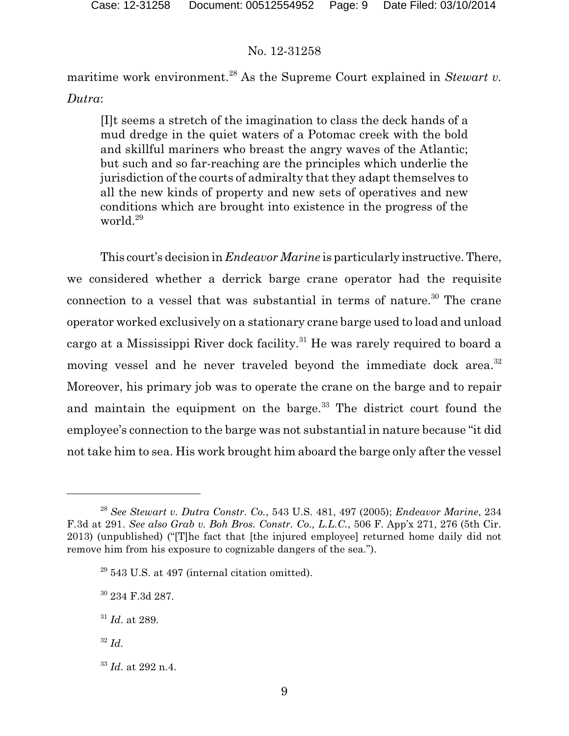maritime work environment.[28] As the Supreme Court explained in *Stewart v. Dutra*:

> [I]t seems a stretch of the imagination to class the deck hands of a mud dredge in the quiet waters of a Potomac creek with the bold and skillful mariners who breast the angry waves of the Atlantic; but such and so far-reaching are the principles which underlie the jurisdiction of the courts of admiralty that they adapt themselves to all the new kinds of property and new sets of operatives and new conditions which are brought into existence in the progress of the world.[29]

This court's decision in *Endeavor Marine* is particularly instructive. There, we considered whether a derrick barge crane operator had the requisite connection to a vessel that was substantial in terms of nature.[30] The crane operator worked exclusively on a stationary crane barge used to load and unload cargo at a Mississippi River dock facility.[31] He was rarely required to board a moving vessel and he never traveled beyond the immediate dock area.[32] Moreover, his primary job was to operate the crane on the barge and to repair and maintain the equipment on the barge.[33] The district court found the employee's connection to the barge was not substantial in nature because "it did not take him to sea. His work brought him aboard the barge only after the vessel

---

[28] *See Stewart v. Dutra Constr. Co.*, 543 U.S. 481, 497 (2005); *Endeavor Marine*, 234 F.3d at 291. *See also Grab v. Boh Bros. Constr. Co., L.L.C.*, 506 F. App'x 271, 276 (5th Cir. 2013) (unpublished) ("[T]he fact that [the injured employee] returned home daily did not remove him from his exposure to cognizable dangers of the sea.").

[29] 543 U.S. at 497 (internal citation omitted).

[30] 234 F.3d 287.

[31] *Id.* at 289.

[32] *Id.*

[33] *Id.* at 292 n.4.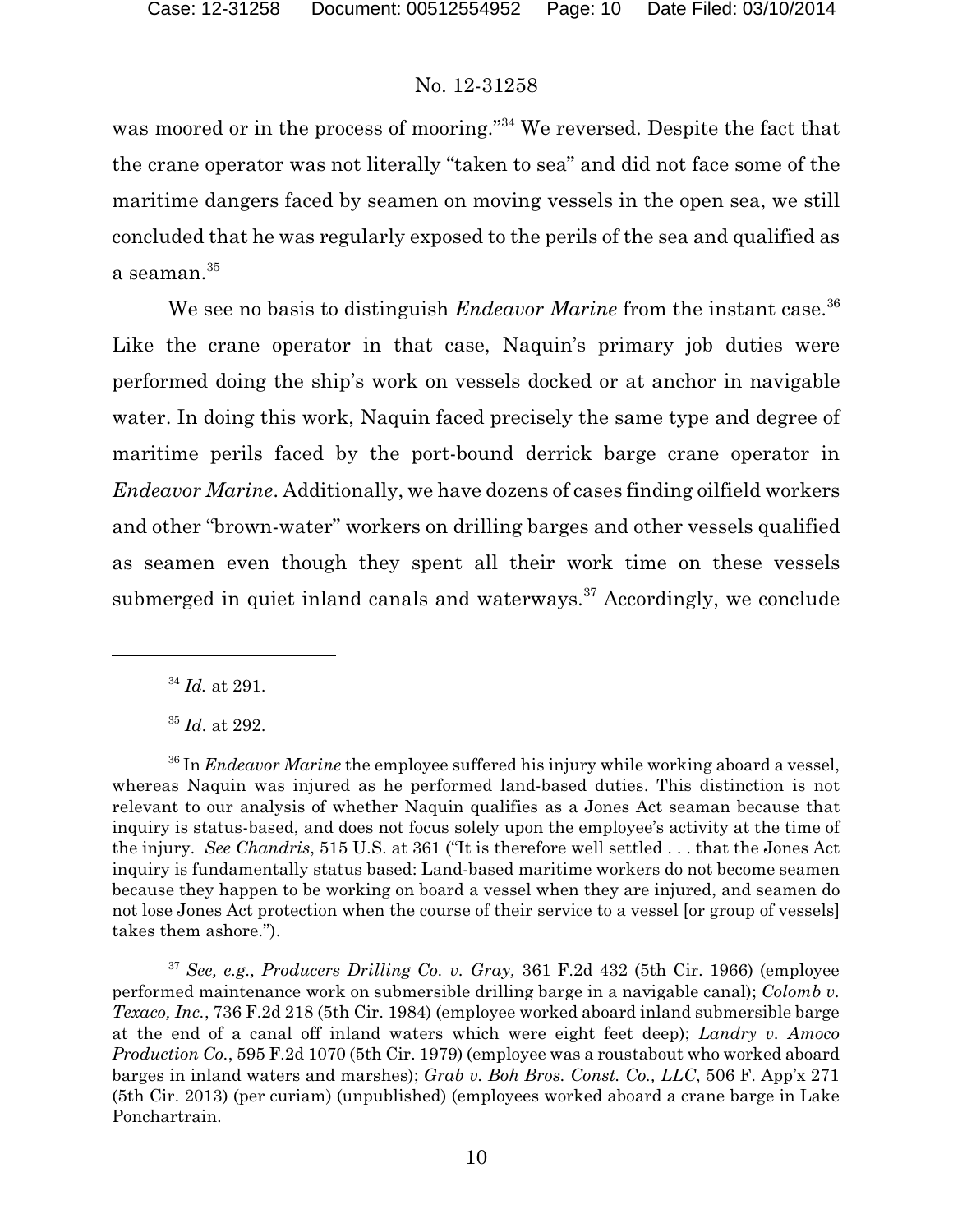was moored or in the process of mooring."[34] We reversed. Despite the fact that the crane operator was not literally "taken to sea" and did not face some of the maritime dangers faced by seamen on moving vessels in the open sea, we still concluded that he was regularly exposed to the perils of the sea and qualified as a seaman.[35]

We see no basis to distinguish *Endeavor Marine* from the instant case.[36] Like the crane operator in that case, Naquin's primary job duties were performed doing the ship's work on vessels docked or at anchor in navigable water. In doing this work, Naquin faced precisely the same type and degree of maritime perils faced by the port-bound derrick barge crane operator in *Endeavor Marine*. Additionally, we have dozens of cases finding oilfield workers and other "brown-water" workers on drilling barges and other vessels qualified as seamen even though they spent all their work time on these vessels submerged in quiet inland canals and waterways.[37] Accordingly, we conclude

---

[34] *Id.* at 291.

[35] *Id.* at 292.

[36] In *Endeavor Marine* the employee suffered his injury while working aboard a vessel, whereas Naquin was injured as he performed land-based duties. This distinction is not relevant to our analysis of whether Naquin qualifies as a Jones Act seaman because that inquiry is status-based, and does not focus solely upon the employee's activity at the time of the injury. *See Chandris*, 515 U.S. at 361 ("It is therefore well settled . . . that the Jones Act inquiry is fundamentally status based: Land-based maritime workers do not become seamen because they happen to be working on board a vessel when they are injured, and seamen do not lose Jones Act protection when the course of their service to a vessel [or group of vessels] takes them ashore.").

[37] *See, e.g., Producers Drilling Co. v. Gray,* 361 F.2d 432 (5th Cir. 1966) (employee performed maintenance work on submersible drilling barge in a navigable canal); *Colomb v. Texaco, Inc.*, 736 F.2d 218 (5th Cir. 1984) (employee worked aboard inland submersible barge at the end of a canal off inland waters which were eight feet deep); *Landry v. Amoco Production Co.*, 595 F.2d 1070 (5th Cir. 1979) (employee was a roustabout who worked aboard barges in inland waters and marshes); *Grab v. Boh Bros. Const. Co., LLC*, 506 F. App'x 271 (5th Cir. 2013) (per curiam) (unpublished) (employees worked aboard a crane barge in Lake Ponchartrain.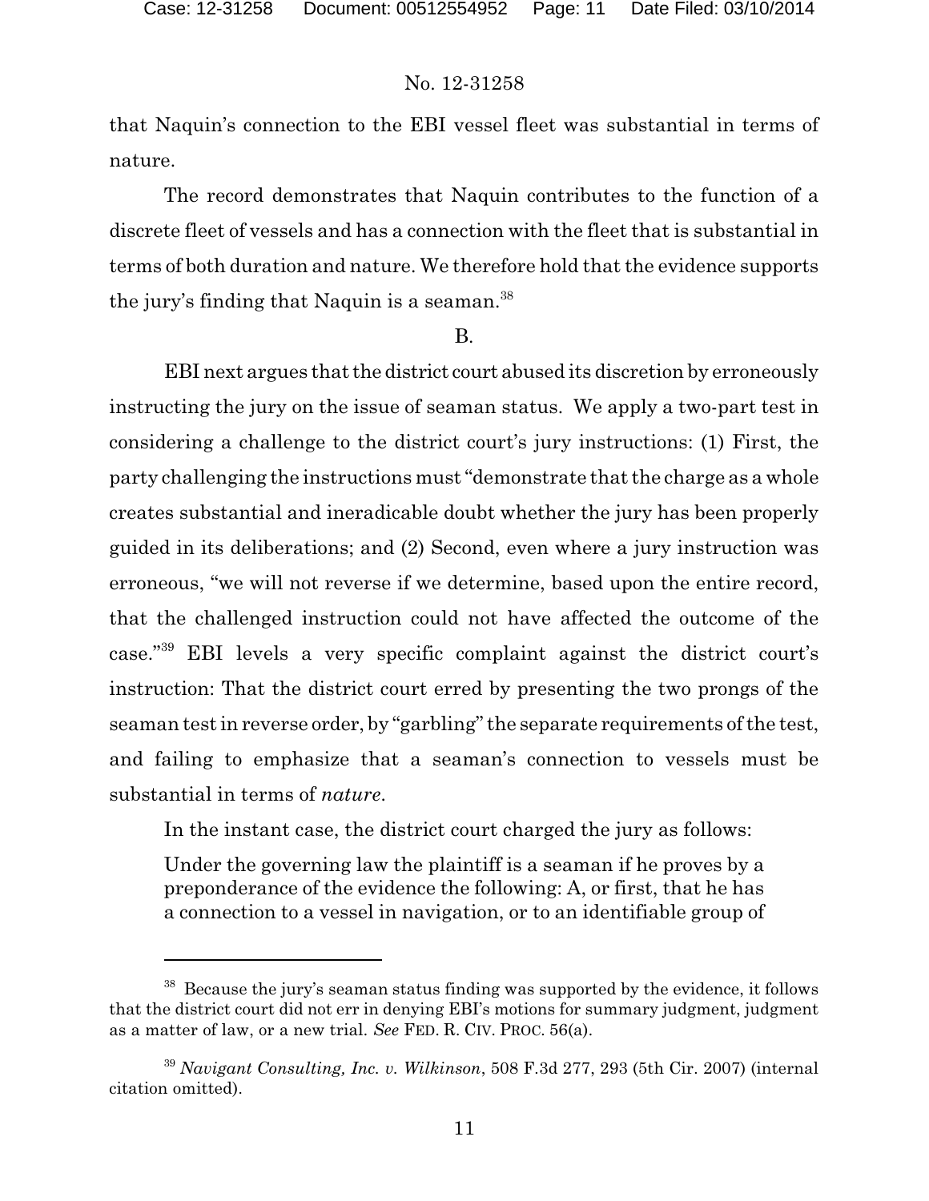that Naquin's connection to the EBI vessel fleet was substantial in terms of nature.

The record demonstrates that Naquin contributes to the function of a discrete fleet of vessels and has a connection with the fleet that is substantial in terms of both duration and nature. We therefore hold that the evidence supports the jury's finding that Naquin is a seaman.[38]

B.

EBI next argues that the district court abused its discretion by erroneously instructing the jury on the issue of seaman status. We apply a two-part test in considering a challenge to the district court's jury instructions: (1) First, the party challenging the instructions must "demonstrate that the charge as a whole creates substantial and ineradicable doubt whether the jury has been properly guided in its deliberations; and (2) Second, even where a jury instruction was erroneous, "we will not reverse if we determine, based upon the entire record, that the challenged instruction could not have affected the outcome of the case."[39] EBI levels a very specific complaint against the district court's instruction: That the district court erred by presenting the two prongs of the seaman test in reverse order, by "garbling" the separate requirements of the test, and failing to emphasize that a seaman's connection to vessels must be substantial in terms of *nature*.

In the instant case, the district court charged the jury as follows:

> Under the governing law the plaintiff is a seaman if he proves by a preponderance of the evidence the following: A, or first, that he has a connection to a vessel in navigation, or to an identifiable group of

---

[38] Because the jury's seaman status finding was supported by the evidence, it follows that the district court did not err in denying EBI's motions for summary judgment, judgment as a matter of law, or a new trial. *See* FED. R. CIV. PROC. 56(a).

[39] *Navigant Consulting, Inc. v. Wilkinson*, 508 F.3d 277, 293 (5th Cir. 2007) (internal citation omitted).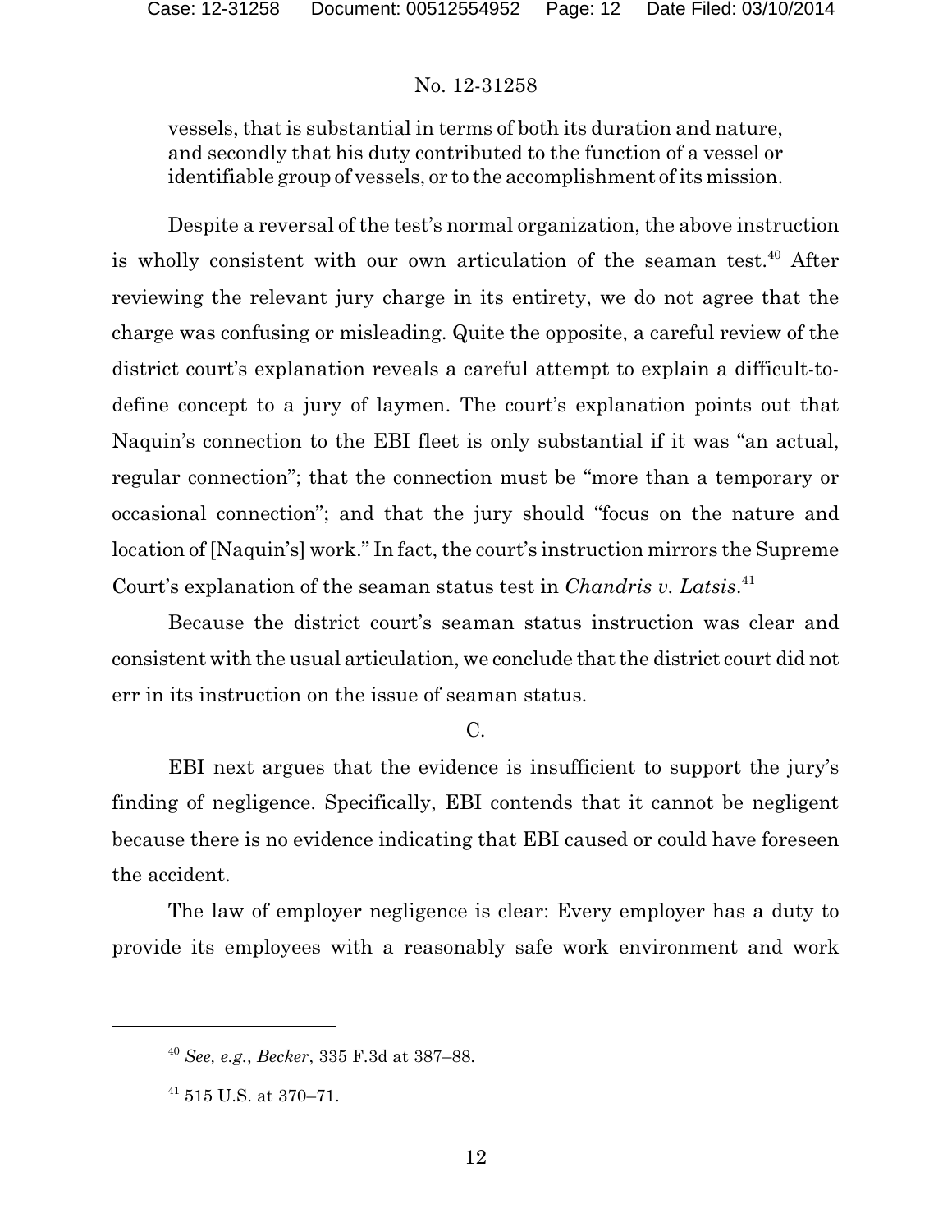vessels, that is substantial in terms of both its duration and nature, and secondly that his duty contributed to the function of a vessel or identifiable group of vessels, or to the accomplishment of its mission.

Despite a reversal of the test's normal organization, the above instruction is wholly consistent with our own articulation of the seaman test.[40] After reviewing the relevant jury charge in its entirety, we do not agree that the charge was confusing or misleading. Quite the opposite, a careful review of the district court's explanation reveals a careful attempt to explain a difficult-to-define concept to a jury of laymen. The court's explanation points out that Naquin's connection to the EBI fleet is only substantial if it was "an actual, regular connection"; that the connection must be "more than a temporary or occasional connection"; and that the jury should "focus on the nature and location of [Naquin's] work." In fact, the court's instruction mirrors the Supreme Court's explanation of the seaman status test in *Chandris v. Latsis*.[41]

Because the district court's seaman status instruction was clear and consistent with the usual articulation, we conclude that the district court did not err in its instruction on the issue of seaman status.

C.

EBI next argues that the evidence is insufficient to support the jury's finding of negligence. Specifically, EBI contends that it cannot be negligent because there is no evidence indicating that EBI caused or could have foreseen the accident.

The law of employer negligence is clear: Every employer has a duty to provide its employees with a reasonably safe work environment and work

---

[40] *See, e.g.*, *Becker*, 335 F.3d at 387–88.

[41] 515 U.S. at 370–71.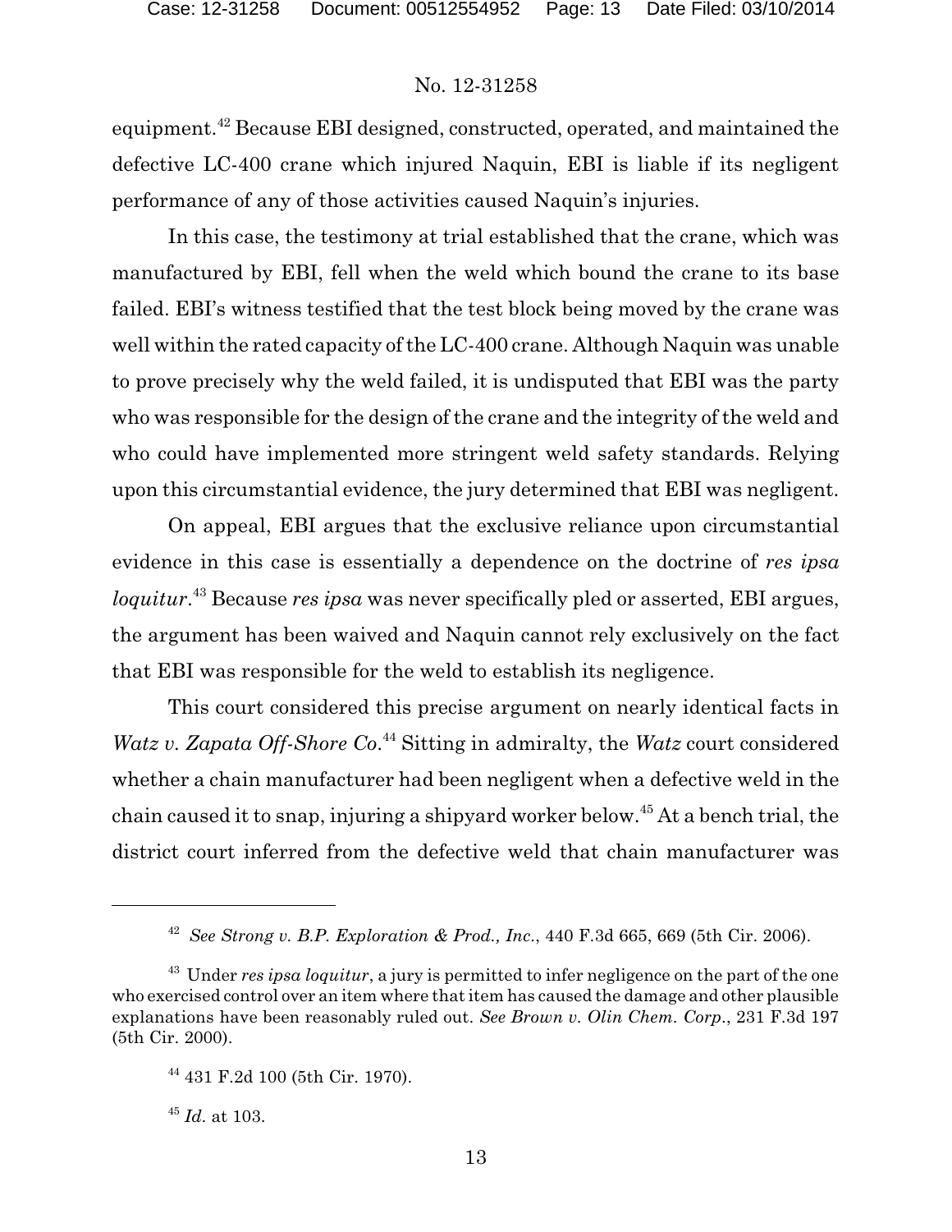equipment.[42] Because EBI designed, constructed, operated, and maintained the defective LC-400 crane which injured Naquin, EBI is liable if its negligent performance of any of those activities caused Naquin's injuries.

In this case, the testimony at trial established that the crane, which was manufactured by EBI, fell when the weld which bound the crane to its base failed. EBI's witness testified that the test block being moved by the crane was well within the rated capacity of the LC-400 crane. Although Naquin was unable to prove precisely why the weld failed, it is undisputed that EBI was the party who was responsible for the design of the crane and the integrity of the weld and who could have implemented more stringent weld safety standards. Relying upon this circumstantial evidence, the jury determined that EBI was negligent.

On appeal, EBI argues that the exclusive reliance upon circumstantial evidence in this case is essentially a dependence on the doctrine of *res ipsa loquitur*.[43] Because *res ipsa* was never specifically pled or asserted, EBI argues, the argument has been waived and Naquin cannot rely exclusively on the fact that EBI was responsible for the weld to establish its negligence.

This court considered this precise argument on nearly identical facts in *Watz v. Zapata Off-Shore Co*.[44] Sitting in admiralty, the *Watz* court considered whether a chain manufacturer had been negligent when a defective weld in the chain caused it to snap, injuring a shipyard worker below.[45] At a bench trial, the district court inferred from the defective weld that chain manufacturer was

---

[42] *See Strong v. B.P. Exploration & Prod., Inc.*, 440 F.3d 665, 669 (5th Cir. 2006).

[43] Under *res ipsa loquitur*, a jury is permitted to infer negligence on the part of the one who exercised control over an item where that item has caused the damage and other plausible explanations have been reasonably ruled out. *See Brown v. Olin Chem. Corp.*, 231 F.3d 197 (5th Cir. 2000).

[44] 431 F.2d 100 (5th Cir. 1970).

[45] *Id.* at 103.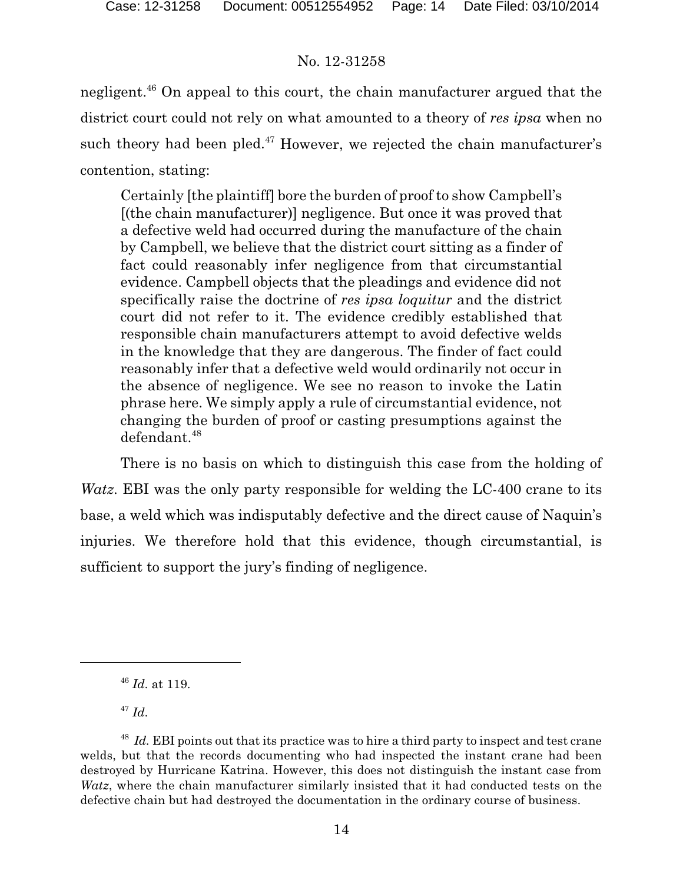negligent.[46] On appeal to this court, the chain manufacturer argued that the district court could not rely on what amounted to a theory of *res ipsa* when no such theory had been pled.[47] However, we rejected the chain manufacturer's contention, stating:

> Certainly [the plaintiff] bore the burden of proof to show Campbell's [(the chain manufacturer)] negligence. But once it was proved that a defective weld had occurred during the manufacture of the chain by Campbell, we believe that the district court sitting as a finder of fact could reasonably infer negligence from that circumstantial evidence. Campbell objects that the pleadings and evidence did not specifically raise the doctrine of *res ipsa loquitur* and the district court did not refer to it. The evidence credibly established that responsible chain manufacturers attempt to avoid defective welds in the knowledge that they are dangerous. The finder of fact could reasonably infer that a defective weld would ordinarily not occur in the absence of negligence. We see no reason to invoke the Latin phrase here. We simply apply a rule of circumstantial evidence, not changing the burden of proof or casting presumptions against the defendant.[48]

There is no basis on which to distinguish this case from the holding of *Watz*. EBI was the only party responsible for welding the LC-400 crane to its base, a weld which was indisputably defective and the direct cause of Naquin's injuries. We therefore hold that this evidence, though circumstantial, is sufficient to support the jury's finding of negligence.

---

[46] *Id.* at 119.

[47] *Id.*

[48] *Id.* EBI points out that its practice was to hire a third party to inspect and test crane welds, but that the records documenting who had inspected the instant crane had been destroyed by Hurricane Katrina. However, this does not distinguish the instant case from *Watz*, where the chain manufacturer similarly insisted that it had conducted tests on the defective chain but had destroyed the documentation in the ordinary course of business.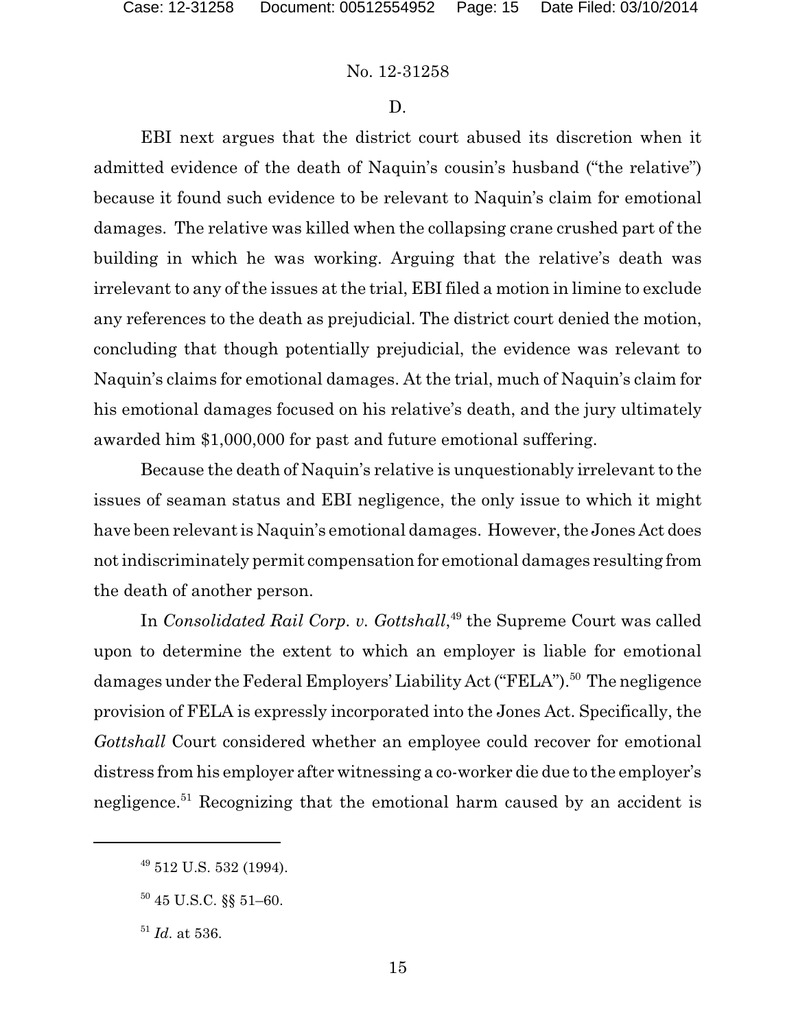D.

EBI next argues that the district court abused its discretion when it admitted evidence of the death of Naquin's cousin's husband ("the relative") because it found such evidence to be relevant to Naquin's claim for emotional damages. The relative was killed when the collapsing crane crushed part of the building in which he was working. Arguing that the relative's death was irrelevant to any of the issues at the trial, EBI filed a motion in limine to exclude any references to the death as prejudicial. The district court denied the motion, concluding that though potentially prejudicial, the evidence was relevant to Naquin's claims for emotional damages. At the trial, much of Naquin's claim for his emotional damages focused on his relative's death, and the jury ultimately awarded him $1,000,000 for past and future emotional suffering.

Because the death of Naquin's relative is unquestionably irrelevant to the issues of seaman status and EBI negligence, the only issue to which it might have been relevant is Naquin's emotional damages. However, the Jones Act does not indiscriminately permit compensation for emotional damages resulting from the death of another person.

In *Consolidated Rail Corp. v. Gottshall*,[49] the Supreme Court was called upon to determine the extent to which an employer is liable for emotional damages under the Federal Employers' Liability Act ("FELA").[50] The negligence provision of FELA is expressly incorporated into the Jones Act. Specifically, the *Gottshall* Court considered whether an employee could recover for emotional distress from his employer after witnessing a co-worker die due to the employer's negligence.[51] Recognizing that the emotional harm caused by an accident is

---

[49] 512 U.S. 532 (1994).

[50] 45 U.S.C. §§ 51–60.

[51] *Id.* at 536.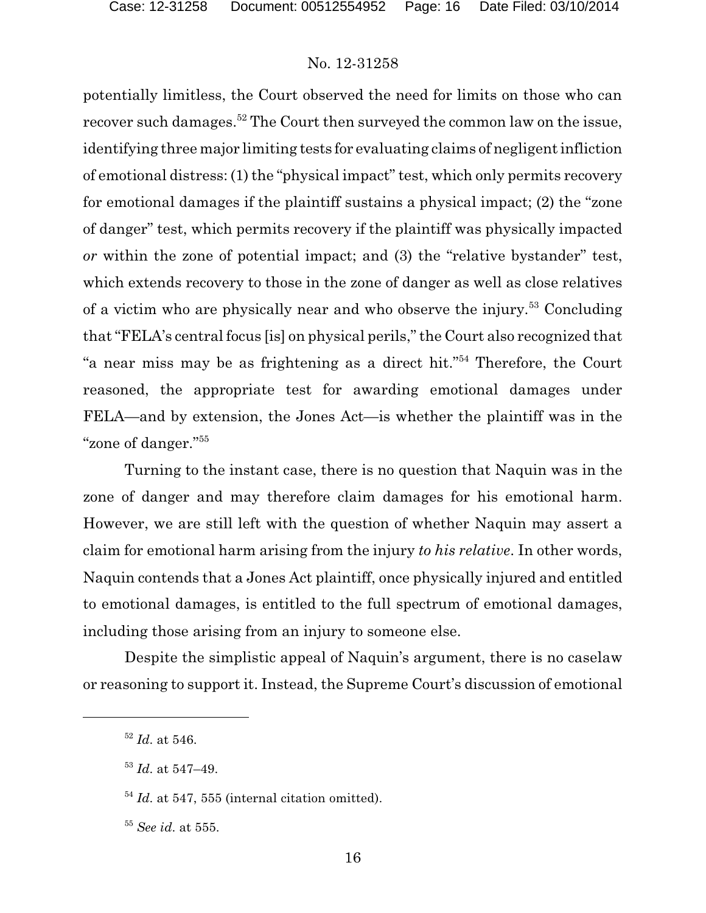potentially limitless, the Court observed the need for limits on those who can recover such damages.[52] The Court then surveyed the common law on the issue, identifying three major limiting tests for evaluating claims of negligent infliction of emotional distress: (1) the "physical impact" test, which only permits recovery for emotional damages if the plaintiff sustains a physical impact; (2) the "zone of danger" test, which permits recovery if the plaintiff was physically impacted *or* within the zone of potential impact; and (3) the "relative bystander" test, which extends recovery to those in the zone of danger as well as close relatives of a victim who are physically near and who observe the injury.[53] Concluding that "FELA's central focus [is] on physical perils," the Court also recognized that "a near miss may be as frightening as a direct hit."[54] Therefore, the Court reasoned, the appropriate test for awarding emotional damages under FELA—and by extension, the Jones Act—is whether the plaintiff was in the "zone of danger."[55]

Turning to the instant case, there is no question that Naquin was in the zone of danger and may therefore claim damages for his emotional harm. However, we are still left with the question of whether Naquin may assert a claim for emotional harm arising from the injury *to his relative*. In other words, Naquin contends that a Jones Act plaintiff, once physically injured and entitled to emotional damages, is entitled to the full spectrum of emotional damages, including those arising from an injury to someone else.

Despite the simplistic appeal of Naquin's argument, there is no caselaw or reasoning to support it. Instead, the Supreme Court's discussion of emotional

---

[52] *Id.* at 546.

[53] *Id.* at 547–49.

[54] *Id.* at 547, 555 (internal citation omitted).

[55] *See id.* at 555.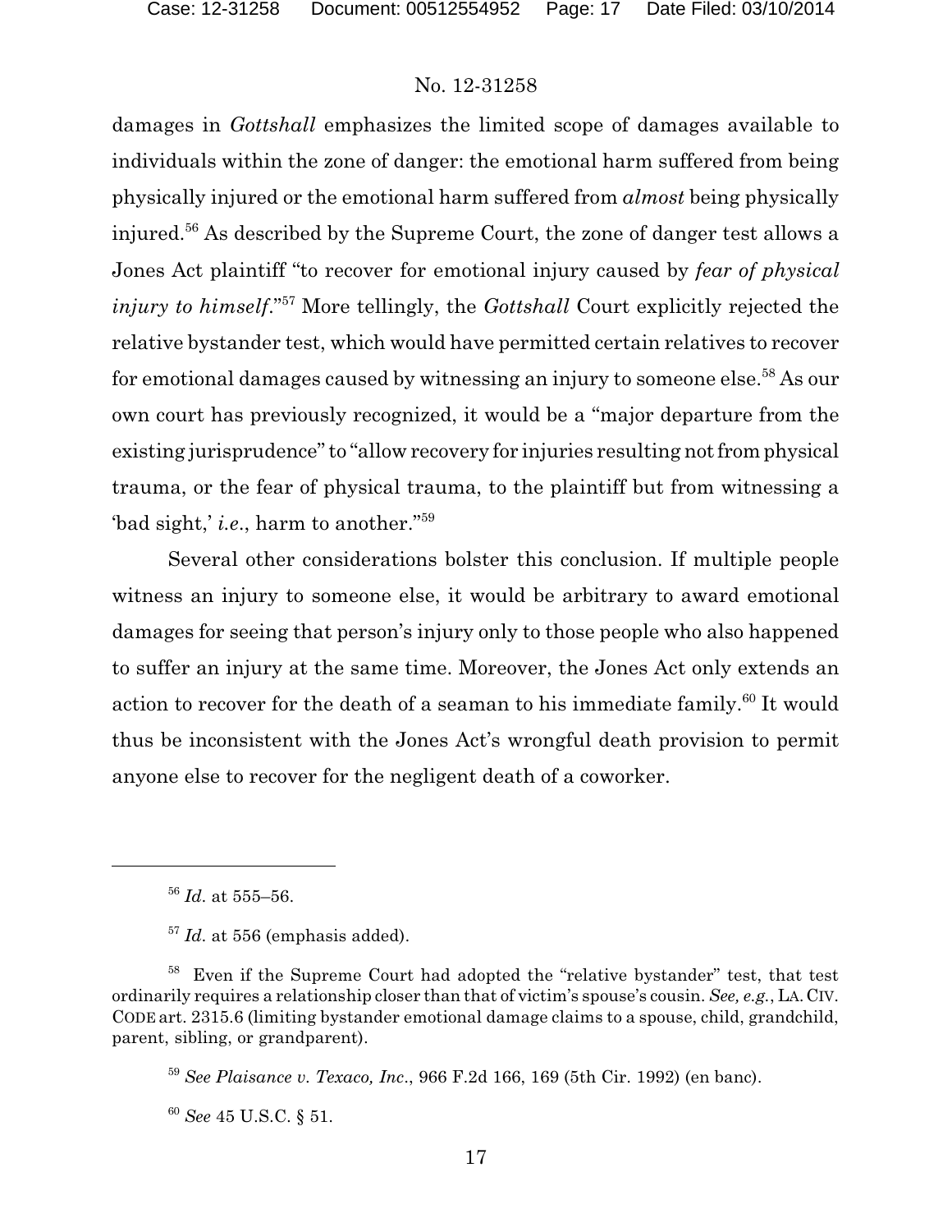damages in *Gottshall* emphasizes the limited scope of damages available to individuals within the zone of danger: the emotional harm suffered from being physically injured or the emotional harm suffered from *almost* being physically injured.[56] As described by the Supreme Court, the zone of danger test allows a Jones Act plaintiff "to recover for emotional injury caused by *fear of physical injury to himself*."[57] More tellingly, the *Gottshall* Court explicitly rejected the relative bystander test, which would have permitted certain relatives to recover for emotional damages caused by witnessing an injury to someone else.[58] As our own court has previously recognized, it would be a "major departure from the existing jurisprudence" to "allow recovery for injuries resulting not from physical trauma, or the fear of physical trauma, to the plaintiff but from witnessing a 'bad sight,' *i.e.*, harm to another."[59]

Several other considerations bolster this conclusion. If multiple people witness an injury to someone else, it would be arbitrary to award emotional damages for seeing that person's injury only to those people who also happened to suffer an injury at the same time. Moreover, the Jones Act only extends an action to recover for the death of a seaman to his immediate family.[60] It would thus be inconsistent with the Jones Act's wrongful death provision to permit anyone else to recover for the negligent death of a coworker.

---

[56] *Id.* at 555–56.

[57] *Id.* at 556 (emphasis added).

[58] Even if the Supreme Court had adopted the "relative bystander" test, that test ordinarily requires a relationship closer than that of victim's spouse's cousin. *See, e.g.*, LA. CIV. CODE art. 2315.6 (limiting bystander emotional damage claims to a spouse, child, grandchild, parent, sibling, or grandparent).

[59] *See Plaisance v. Texaco, Inc.*, 966 F.2d 166, 169 (5th Cir. 1992) (en banc).

[60] *See* 45 U.S.C. § 51.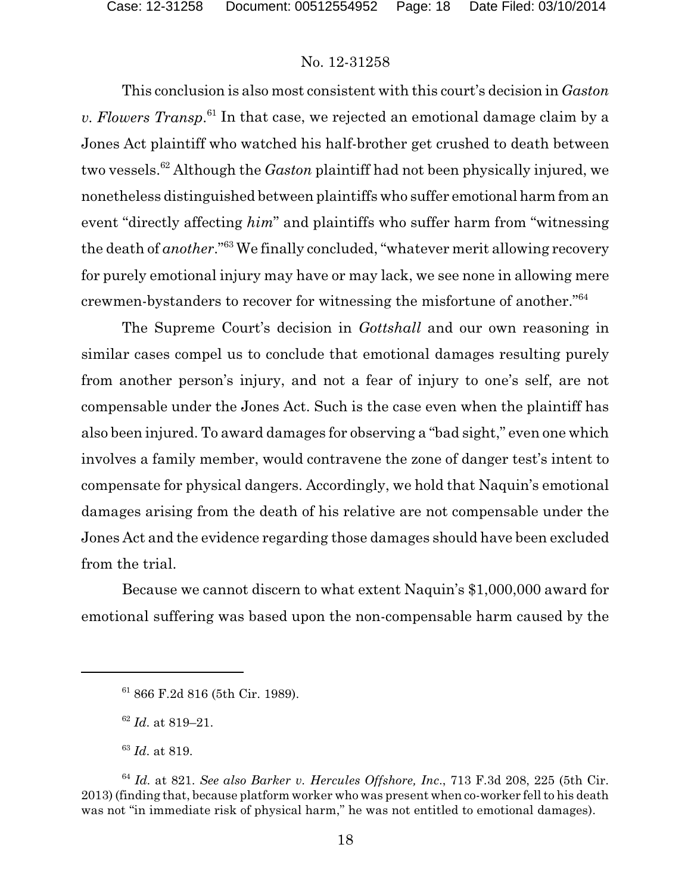This conclusion is also most consistent with this court's decision in *Gaston v. Flowers Transp*.[61] In that case, we rejected an emotional damage claim by a Jones Act plaintiff who watched his half-brother get crushed to death between two vessels.[62] Although the *Gaston* plaintiff had not been physically injured, we nonetheless distinguished between plaintiffs who suffer emotional harm from an event "directly affecting *him*" and plaintiffs who suffer harm from "witnessing the death of *another*."[63] We finally concluded, "whatever merit allowing recovery for purely emotional injury may have or may lack, we see none in allowing mere crewmen-bystanders to recover for witnessing the misfortune of another."[64]

The Supreme Court's decision in *Gottshall* and our own reasoning in similar cases compel us to conclude that emotional damages resulting purely from another person's injury, and not a fear of injury to one's self, are not compensable under the Jones Act. Such is the case even when the plaintiff has also been injured. To award damages for observing a "bad sight," even one which involves a family member, would contravene the zone of danger test's intent to compensate for physical dangers. Accordingly, we hold that Naquin's emotional damages arising from the death of his relative are not compensable under the Jones Act and the evidence regarding those damages should have been excluded from the trial.

Because we cannot discern to what extent Naquin's $1,000,000 award for emotional suffering was based upon the non-compensable harm caused by the

---

[61] 866 F.2d 816 (5th Cir. 1989).

[62] *Id*. at 819–21.

[63] *Id*. at 819.

[64] *Id.* at 821. *See also Barker v. Hercules Offshore, Inc*., 713 F.3d 208, 225 (5th Cir. 2013) (finding that, because platform worker who was present when co-worker fell to his death was not "in immediate risk of physical harm," he was not entitled to emotional damages).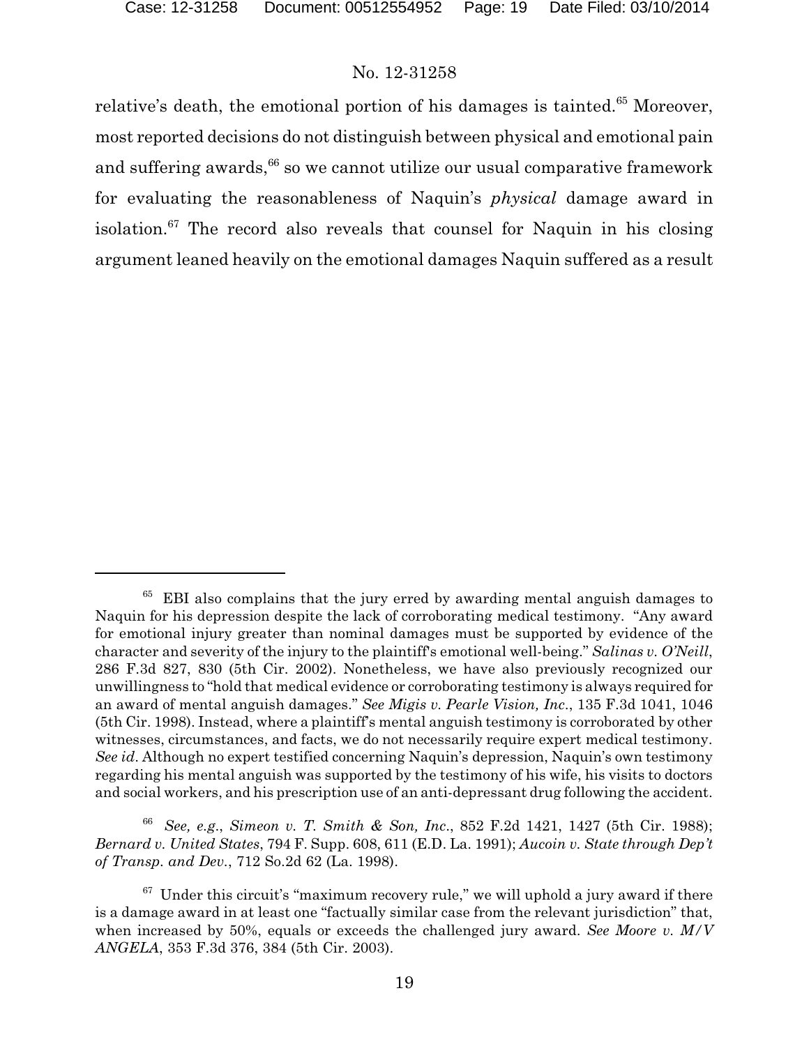relative's death, the emotional portion of his damages is tainted.[65] Moreover, most reported decisions do not distinguish between physical and emotional pain and suffering awards,[66] so we cannot utilize our usual comparative framework for evaluating the reasonableness of Naquin's *physical* damage award in isolation.[67] The record also reveals that counsel for Naquin in his closing argument leaned heavily on the emotional damages Naquin suffered as a result

---

[65] EBI also complains that the jury erred by awarding mental anguish damages to Naquin for his depression despite the lack of corroborating medical testimony. "Any award for emotional injury greater than nominal damages must be supported by evidence of the character and severity of the injury to the plaintiff's emotional well-being." *Salinas v. O'Neill*, 286 F.3d 827, 830 (5th Cir. 2002). Nonetheless, we have also previously recognized our unwillingness to "hold that medical evidence or corroborating testimony is always required for an award of mental anguish damages." *See Migis v. Pearle Vision, Inc.*, 135 F.3d 1041, 1046 (5th Cir. 1998). Instead, where a plaintiff's mental anguish testimony is corroborated by other witnesses, circumstances, and facts, we do not necessarily require expert medical testimony. *See id*. Although no expert testified concerning Naquin's depression, Naquin's own testimony regarding his mental anguish was supported by the testimony of his wife, his visits to doctors and social workers, and his prescription use of an anti-depressant drug following the accident.

[66] *See, e.g.*, *Simeon v. T. Smith & Son, Inc.*, 852 F.2d 1421, 1427 (5th Cir. 1988); *Bernard v. United States*, 794 F. Supp. 608, 611 (E.D. La. 1991); *Aucoin v. State through Dep't of Transp. and Dev.*, 712 So.2d 62 (La. 1998).

[67] Under this circuit's "maximum recovery rule," we will uphold a jury award if there is a damage award in at least one "factually similar case from the relevant jurisdiction" that, when increased by 50%, equals or exceeds the challenged jury award. *See Moore v. M/V ANGELA*, 353 F.3d 376, 384 (5th Cir. 2003).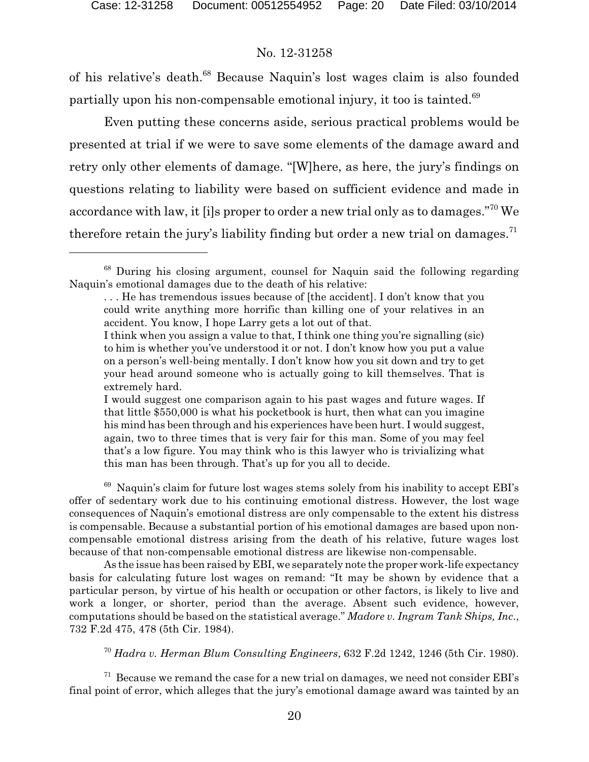of his relative's death.[68] Because Naquin's lost wages claim is also founded partially upon his non-compensable emotional injury, it too is tainted.[69]

Even putting these concerns aside, serious practical problems would be presented at trial if we were to save some elements of the damage award and retry only other elements of damage. "[W]here, as here, the jury's findings on questions relating to liability were based on sufficient evidence and made in accordance with law, it [i]s proper to order a new trial only as to damages."[70] We therefore retain the jury's liability finding but order a new trial on damages.[71]

---

[68] During his closing argument, counsel for Naquin said the following regarding Naquin's emotional damages due to the death of his relative:

> . . . He has tremendous issues because of [the accident]. I don't know that you could write anything more horrific than killing one of your relatives in an accident. You know, I hope Larry gets a lot out of that.
>
> I think when you assign a value to that, I think one thing you're signalling (sic) to him is whether you've understood it or not. I don't know how you put a value on a person's well-being mentally. I don't know how you sit down and try to get your head around someone who is actually going to kill themselves. That is extremely hard.
>
> I would suggest one comparison again to his past wages and future wages. If that little $550,000 is what his pocketbook is hurt, then what can you imagine his mind has been through and his experiences have been hurt. I would suggest, again, two to three times that is very fair for this man. Some of you may feel that's a low figure. You may think who is this lawyer who is trivializing what this man has been through. That's up for you all to decide.

[69] Naquin's claim for future lost wages stems solely from his inability to accept EBI's offer of sedentary work due to his continuing emotional distress. However, the lost wage consequences of Naquin's emotional distress are only compensable to the extent his distress is compensable. Because a substantial portion of his emotional damages are based upon non-compensable emotional distress arising from the death of his relative, future wages lost because of that non-compensable emotional distress are likewise non-compensable.

As the issue has been raised by EBI, we separately note the proper work-life expectancy basis for calculating future lost wages on remand: "It may be shown by evidence that a particular person, by virtue of his health or occupation or other factors, is likely to live and work a longer, or shorter, period than the average. Absent such evidence, however, computations should be based on the statistical average." *Madore v. Ingram Tank Ships, Inc.*, 732 F.2d 475, 478 (5th Cir. 1984).

[70] *Hadra v. Herman Blum Consulting Engineers*, 632 F.2d 1242, 1246 (5th Cir. 1980).

[71] Because we remand the case for a new trial on damages, we need not consider EBI's final point of error, which alleges that the jury's emotional damage award was tainted by an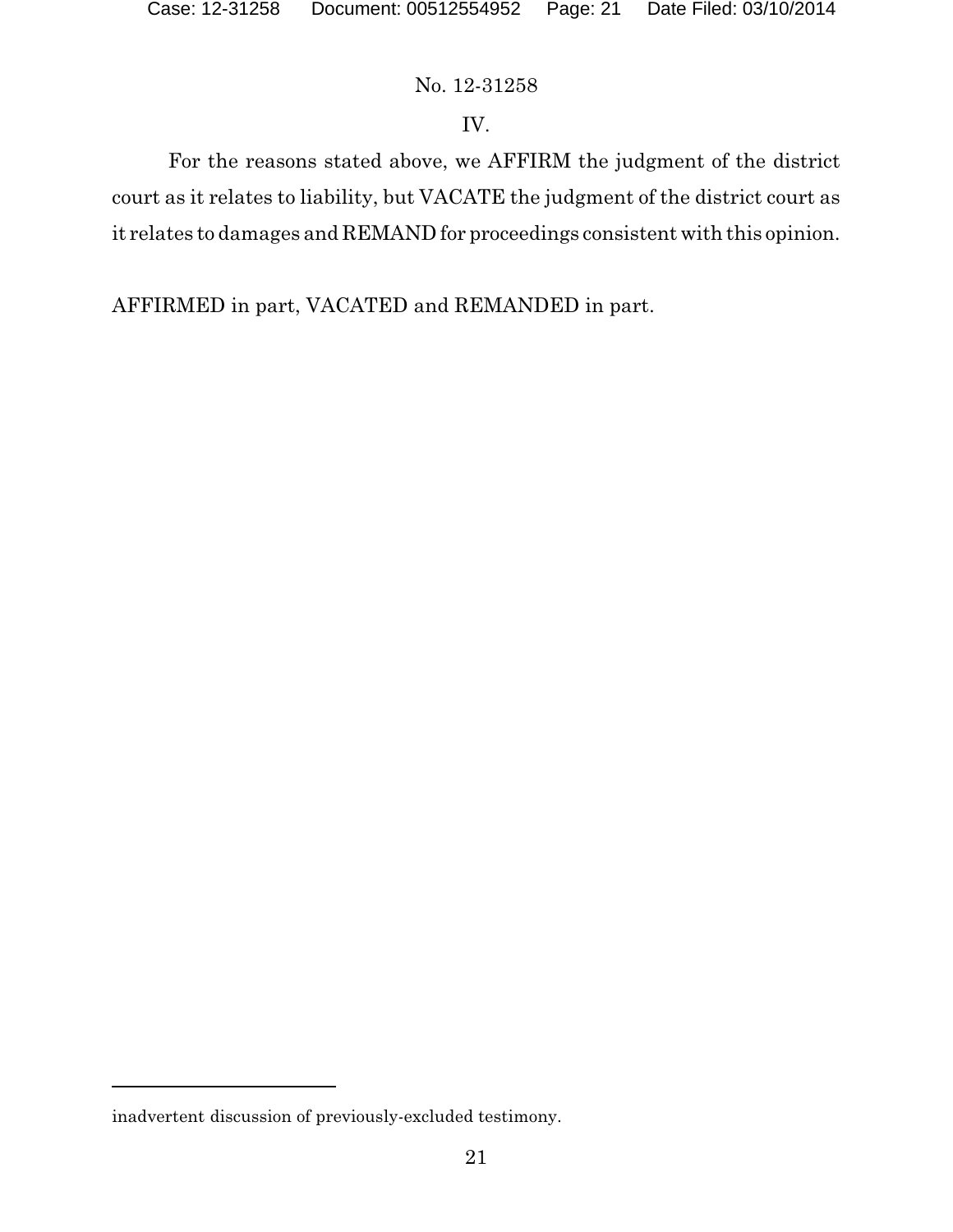## IV.

For the reasons stated above, we AFFIRM the judgment of the district court as it relates to liability, but VACATE the judgment of the district court as it relates to damages and REMAND for proceedings consistent with this opinion.

AFFIRMED in part, VACATED and REMANDED in part.

---

inadvertent discussion of previously-excluded testimony.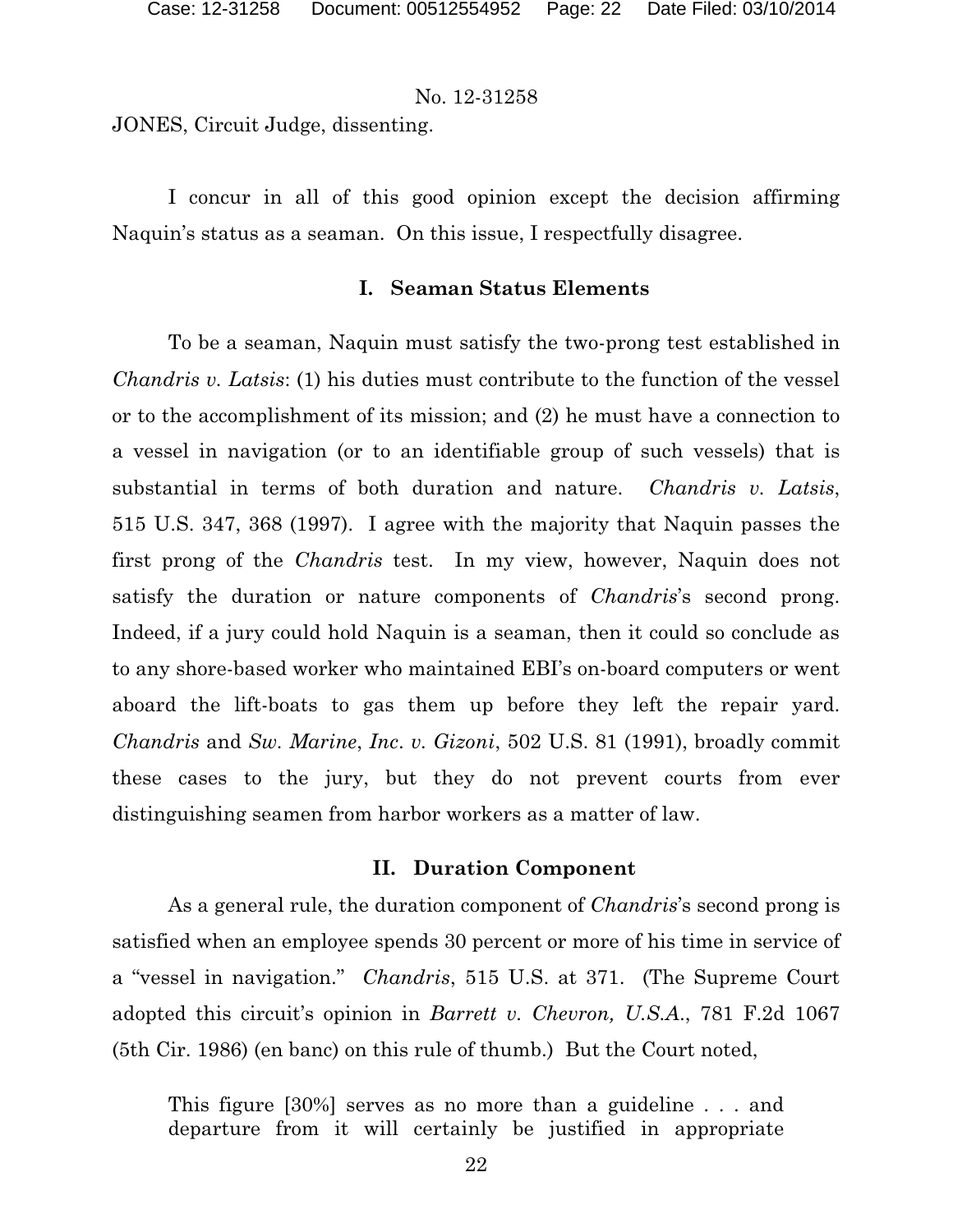JONES, Circuit Judge, dissenting.

I concur in all of this good opinion except the decision affirming Naquin's status as a seaman. On this issue, I respectfully disagree.

## I. Seaman Status Elements

To be a seaman, Naquin must satisfy the two-prong test established in *Chandris v. Latsis*: (1) his duties must contribute to the function of the vessel or to the accomplishment of its mission; and (2) he must have a connection to a vessel in navigation (or to an identifiable group of such vessels) that is substantial in terms of both duration and nature. *Chandris v. Latsis*, 515 U.S. 347, 368 (1997). I agree with the majority that Naquin passes the first prong of the *Chandris* test. In my view, however, Naquin does not satisfy the duration or nature components of *Chandris*'s second prong. Indeed, if a jury could hold Naquin is a seaman, then it could so conclude as to any shore-based worker who maintained EBI's on-board computers or went aboard the lift-boats to gas them up before they left the repair yard. *Chandris* and *Sw. Marine, Inc. v. Gizoni*, 502 U.S. 81 (1991), broadly commit these cases to the jury, but they do not prevent courts from ever distinguishing seamen from harbor workers as a matter of law.

## II. Duration Component

As a general rule, the duration component of *Chandris*'s second prong is satisfied when an employee spends 30 percent or more of his time in service of a "vessel in navigation." *Chandris*, 515 U.S. at 371. (The Supreme Court adopted this circuit's opinion in *Barrett v. Chevron, U.S.A.*, 781 F.2d 1067 (5th Cir. 1986) (en banc) on this rule of thumb.) But the Court noted,

> This figure [30%] serves as no more than a guideline . . . and departure from it will certainly be justified in appropriate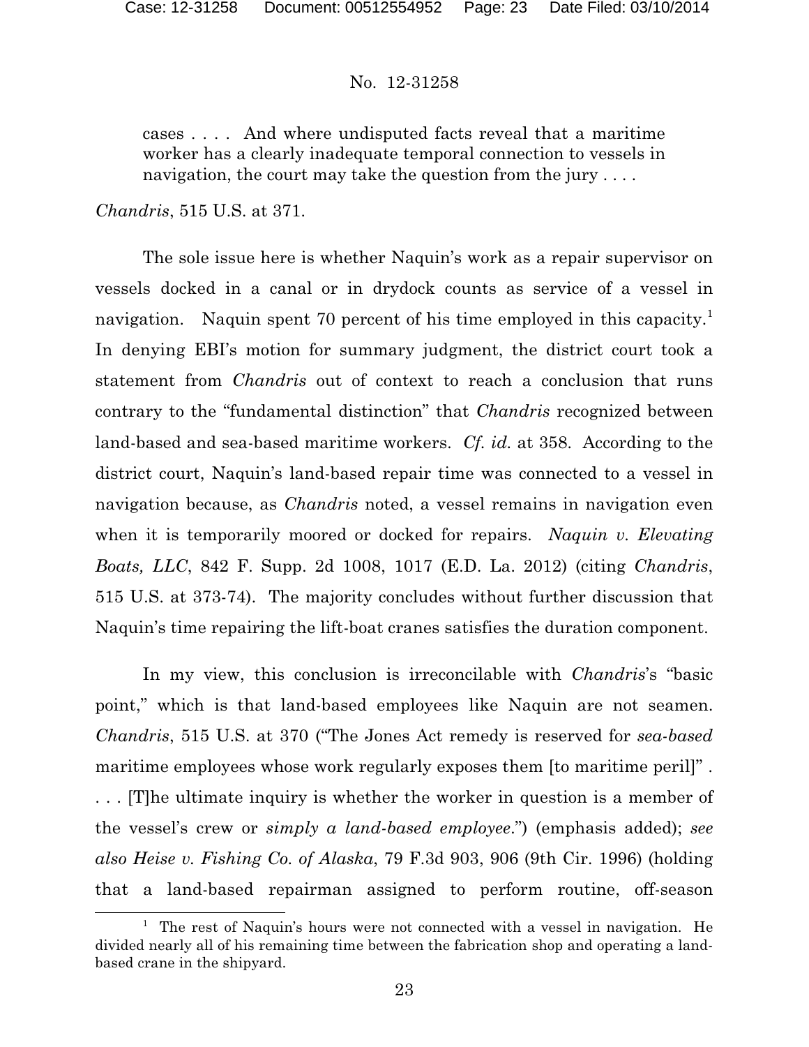> cases . . . . And where undisputed facts reveal that a maritime worker has a clearly inadequate temporal connection to vessels in navigation, the court may take the question from the jury . . . .

*Chandris*, 515 U.S. at 371.

The sole issue here is whether Naquin's work as a repair supervisor on vessels docked in a canal or in drydock counts as service of a vessel in navigation. Naquin spent 70 percent of his time employed in this capacity.[1] In denying EBI's motion for summary judgment, the district court took a statement from *Chandris* out of context to reach a conclusion that runs contrary to the "fundamental distinction" that *Chandris* recognized between land-based and sea-based maritime workers. *Cf. id.* at 358. According to the district court, Naquin's land-based repair time was connected to a vessel in navigation because, as *Chandris* noted, a vessel remains in navigation even when it is temporarily moored or docked for repairs. *Naquin v. Elevating Boats, LLC*, 842 F. Supp. 2d 1008, 1017 (E.D. La. 2012) (citing *Chandris*, 515 U.S. at 373-74). The majority concludes without further discussion that Naquin's time repairing the lift-boat cranes satisfies the duration component.

In my view, this conclusion is irreconcilable with *Chandris*'s "basic point," which is that land-based employees like Naquin are not seamen. *Chandris*, 515 U.S. at 370 ("The Jones Act remedy is reserved for *sea-based* maritime employees whose work regularly exposes them [to maritime peril]" . . . . [T]he ultimate inquiry is whether the worker in question is a member of the vessel's crew or *simply a land-based employee*.") (emphasis added); *see also Heise v. Fishing Co. of Alaska*, 79 F.3d 903, 906 (9th Cir. 1996) (holding that a land-based repairman assigned to perform routine, off-season

[1] The rest of Naquin's hours were not connected with a vessel in navigation. He divided nearly all of his remaining time between the fabrication shop and operating a land-based crane in the shipyard.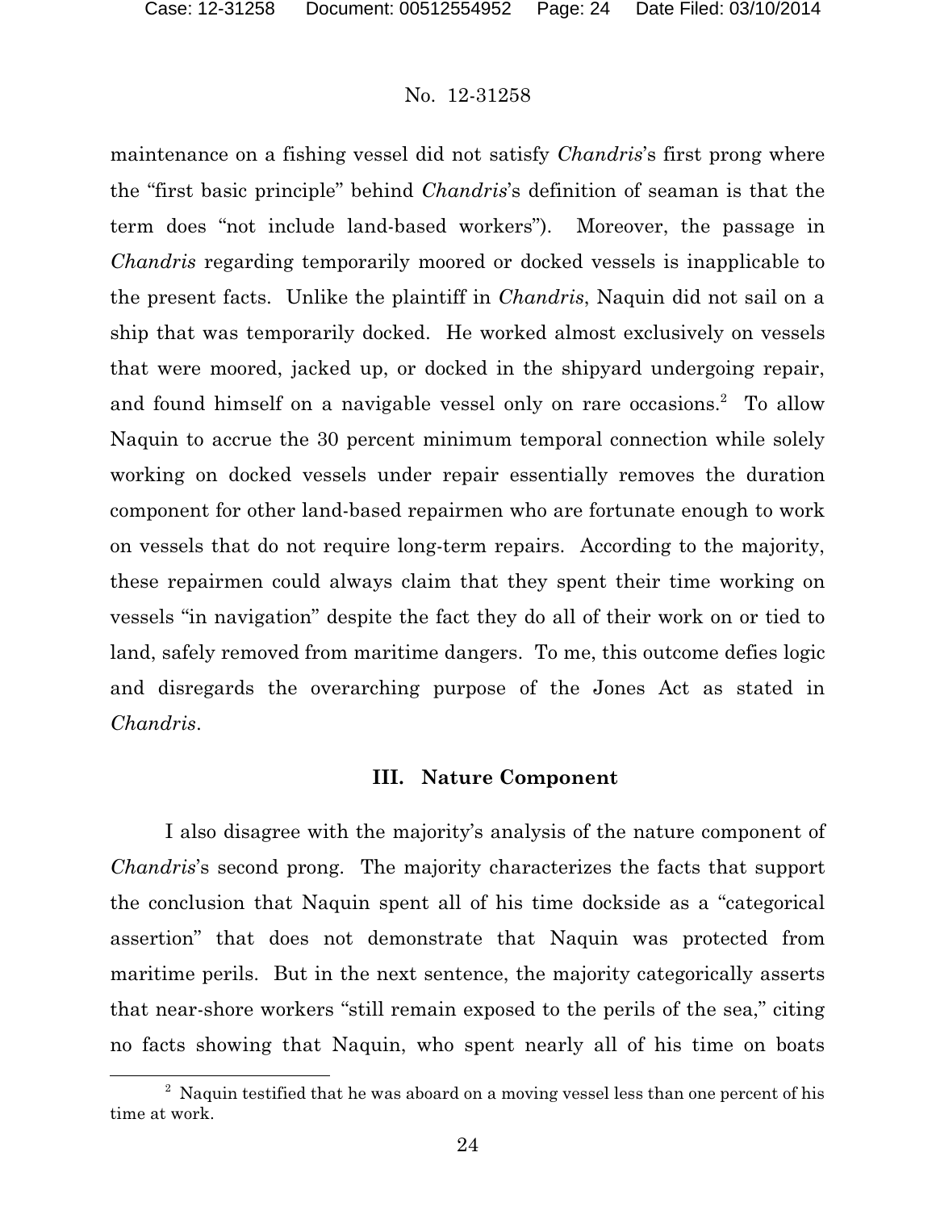maintenance on a fishing vessel did not satisfy *Chandris*'s first prong where the "first basic principle" behind *Chandris*'s definition of seaman is that the term does "not include land-based workers"). Moreover, the passage in *Chandris* regarding temporarily moored or docked vessels is inapplicable to the present facts. Unlike the plaintiff in *Chandris*, Naquin did not sail on a ship that was temporarily docked. He worked almost exclusively on vessels that were moored, jacked up, or docked in the shipyard undergoing repair, and found himself on a navigable vessel only on rare occasions.[2] To allow Naquin to accrue the 30 percent minimum temporal connection while solely working on docked vessels under repair essentially removes the duration component for other land-based repairmen who are fortunate enough to work on vessels that do not require long-term repairs. According to the majority, these repairmen could always claim that they spent their time working on vessels "in navigation" despite the fact they do all of their work on or tied to land, safely removed from maritime dangers. To me, this outcome defies logic and disregards the overarching purpose of the Jones Act as stated in *Chandris*.

### III. Nature Component

I also disagree with the majority's analysis of the nature component of *Chandris*'s second prong. The majority characterizes the facts that support the conclusion that Naquin spent all of his time dockside as a "categorical assertion" that does not demonstrate that Naquin was protected from maritime perils. But in the next sentence, the majority categorically asserts that near-shore workers "still remain exposed to the perils of the sea," citing no facts showing that Naquin, who spent nearly all of his time on boats

[2] Naquin testified that he was aboard on a moving vessel less than one percent of his time at work.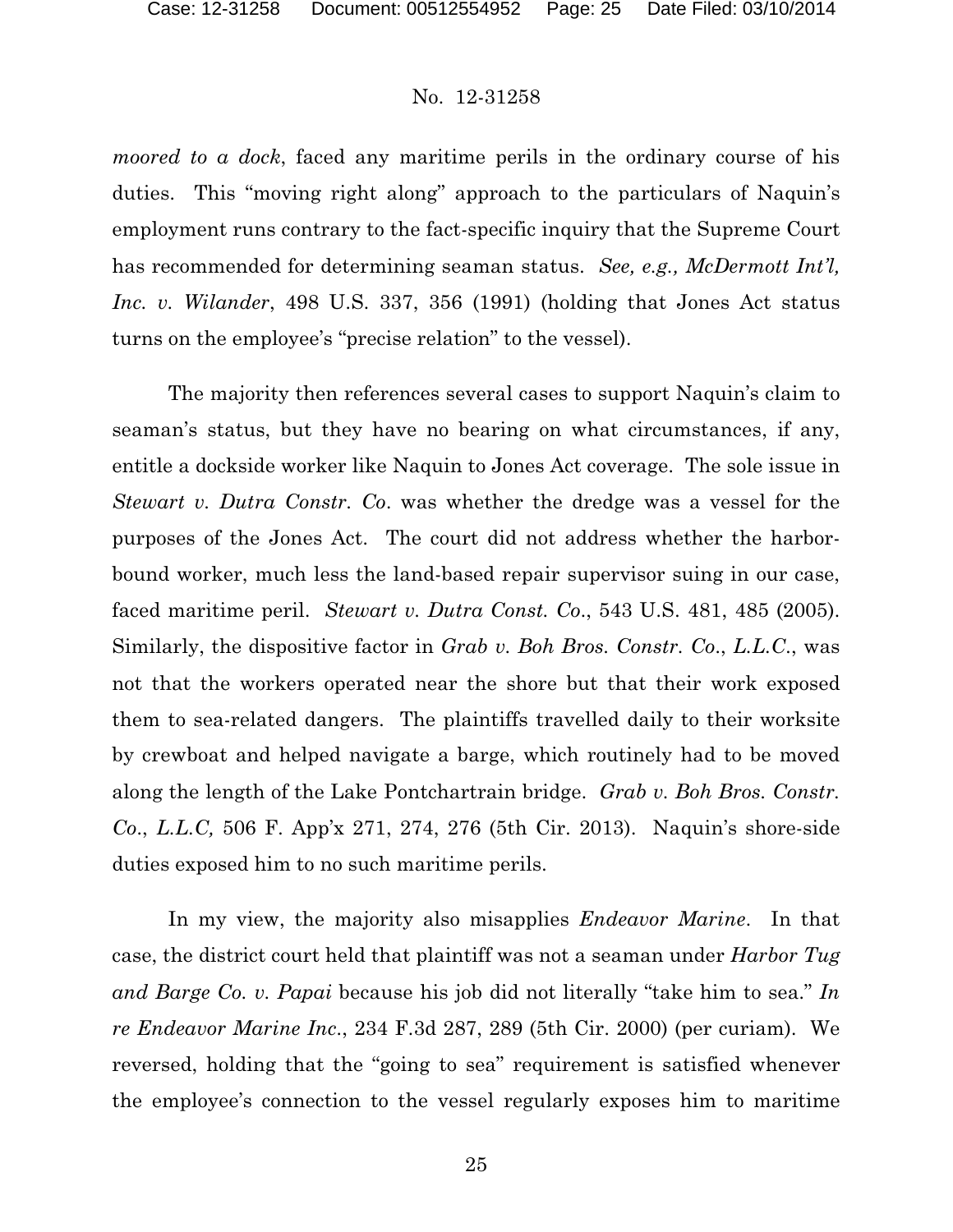*moored to a dock*, faced any maritime perils in the ordinary course of his duties. This "moving right along" approach to the particulars of Naquin's employment runs contrary to the fact-specific inquiry that the Supreme Court has recommended for determining seaman status. *See, e.g., McDermott Int'l, Inc. v. Wilander*, 498 U.S. 337, 356 (1991) (holding that Jones Act status turns on the employee's "precise relation" to the vessel).

The majority then references several cases to support Naquin's claim to seaman's status, but they have no bearing on what circumstances, if any, entitle a dockside worker like Naquin to Jones Act coverage. The sole issue in *Stewart v. Dutra Constr. Co*. was whether the dredge was a vessel for the purposes of the Jones Act. The court did not address whether the harbor-bound worker, much less the land-based repair supervisor suing in our case, faced maritime peril. *Stewart v. Dutra Const. Co*., 543 U.S. 481, 485 (2005). Similarly, the dispositive factor in *Grab v. Boh Bros. Constr. Co., L.L.C.*, was not that the workers operated near the shore but that their work exposed them to sea-related dangers. The plaintiffs travelled daily to their worksite by crewboat and helped navigate a barge, which routinely had to be moved along the length of the Lake Pontchartrain bridge. *Grab v. Boh Bros. Constr. Co., L.L.C,* 506 F. App'x 271, 274, 276 (5th Cir. 2013). Naquin's shore-side duties exposed him to no such maritime perils.

In my view, the majority also misapplies *Endeavor Marine*. In that case, the district court held that plaintiff was not a seaman under *Harbor Tug and Barge Co. v. Papai* because his job did not literally "take him to sea." *In re Endeavor Marine Inc.*, 234 F.3d 287, 289 (5th Cir. 2000) (per curiam). We reversed, holding that the "going to sea" requirement is satisfied whenever the employee's connection to the vessel regularly exposes him to maritime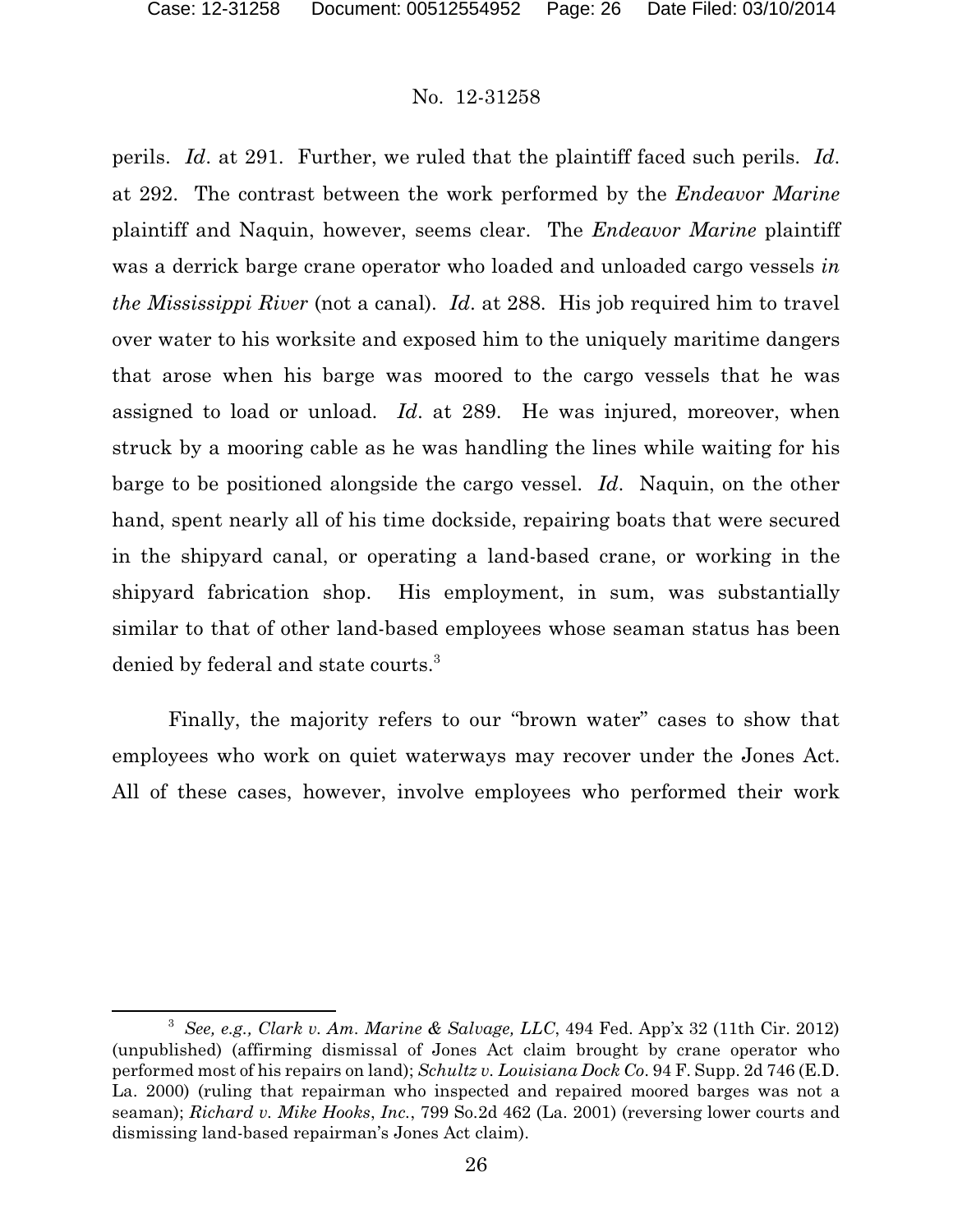perils. *Id*. at 291. Further, we ruled that the plaintiff faced such perils. *Id*. at 292. The contrast between the work performed by the *Endeavor Marine* plaintiff and Naquin, however, seems clear. The *Endeavor Marine* plaintiff was a derrick barge crane operator who loaded and unloaded cargo vessels *in the Mississippi River* (not a canal). *Id*. at 288. His job required him to travel over water to his worksite and exposed him to the uniquely maritime dangers that arose when his barge was moored to the cargo vessels that he was assigned to load or unload. *Id*. at 289. He was injured, moreover, when struck by a mooring cable as he was handling the lines while waiting for his barge to be positioned alongside the cargo vessel. *Id*. Naquin, on the other hand, spent nearly all of his time dockside, repairing boats that were secured in the shipyard canal, or operating a land-based crane, or working in the shipyard fabrication shop. His employment, in sum, was substantially similar to that of other land-based employees whose seaman status has been denied by federal and state courts.[3]

Finally, the majority refers to our "brown water" cases to show that employees who work on quiet waterways may recover under the Jones Act. All of these cases, however, involve employees who performed their work

[3] *See, e.g., Clark v. Am. Marine & Salvage, LLC*, 494 Fed. App'x 32 (11th Cir. 2012) (unpublished) (affirming dismissal of Jones Act claim brought by crane operator who performed most of his repairs on land); *Schultz v. Louisiana Dock Co*. 94 F. Supp. 2d 746 (E.D. La. 2000) (ruling that repairman who inspected and repaired moored barges was not a seaman); *Richard v. Mike Hooks*, *Inc.*, 799 So.2d 462 (La. 2001) (reversing lower courts and dismissing land-based repairman's Jones Act claim).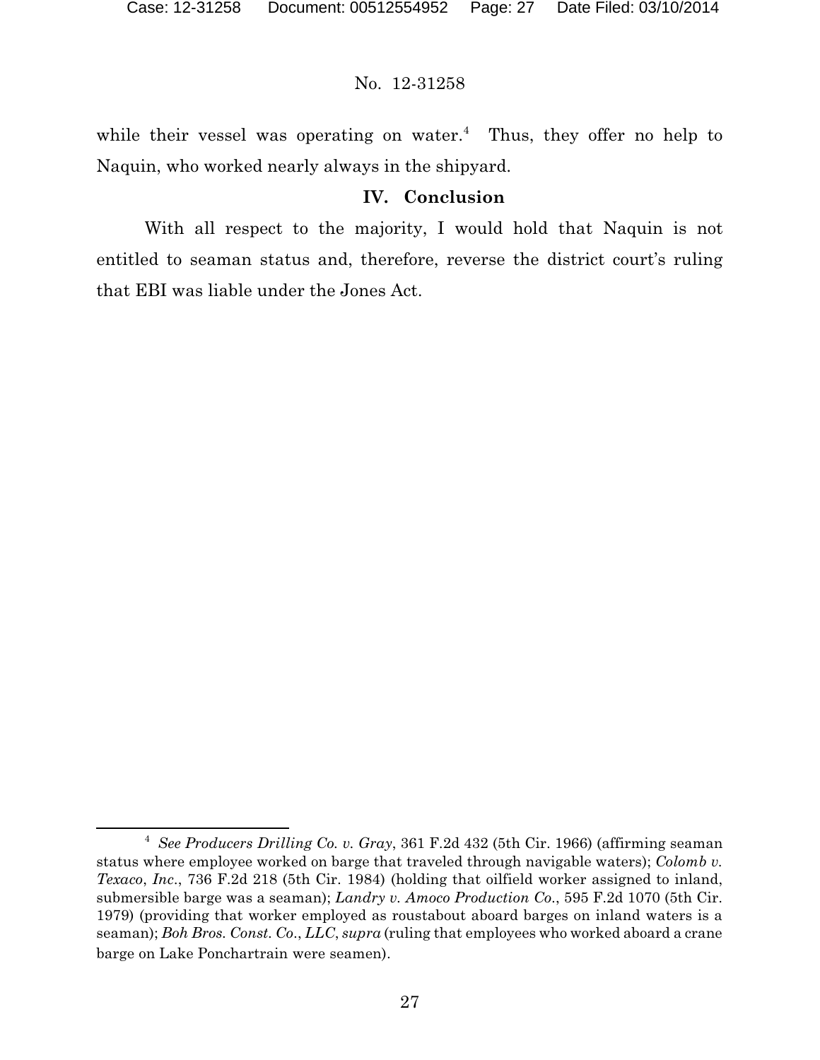while their vessel was operating on water.[4] Thus, they offer no help to Naquin, who worked nearly always in the shipyard.

## IV. Conclusion

With all respect to the majority, I would hold that Naquin is not entitled to seaman status and, therefore, reverse the district court's ruling that EBI was liable under the Jones Act.

---

[4] *See Producers Drilling Co. v. Gray*, 361 F.2d 432 (5th Cir. 1966) (affirming seaman status where employee worked on barge that traveled through navigable waters); *Colomb v. Texaco, Inc.*, 736 F.2d 218 (5th Cir. 1984) (holding that oilfield worker assigned to inland, submersible barge was a seaman); *Landry v. Amoco Production Co.*, 595 F.2d 1070 (5th Cir. 1979) (providing that worker employed as roustabout aboard barges on inland waters is a seaman); *Boh Bros. Const. Co., LLC*, *supra* (ruling that employees who worked aboard a crane barge on Lake Ponchartrain were seamen).